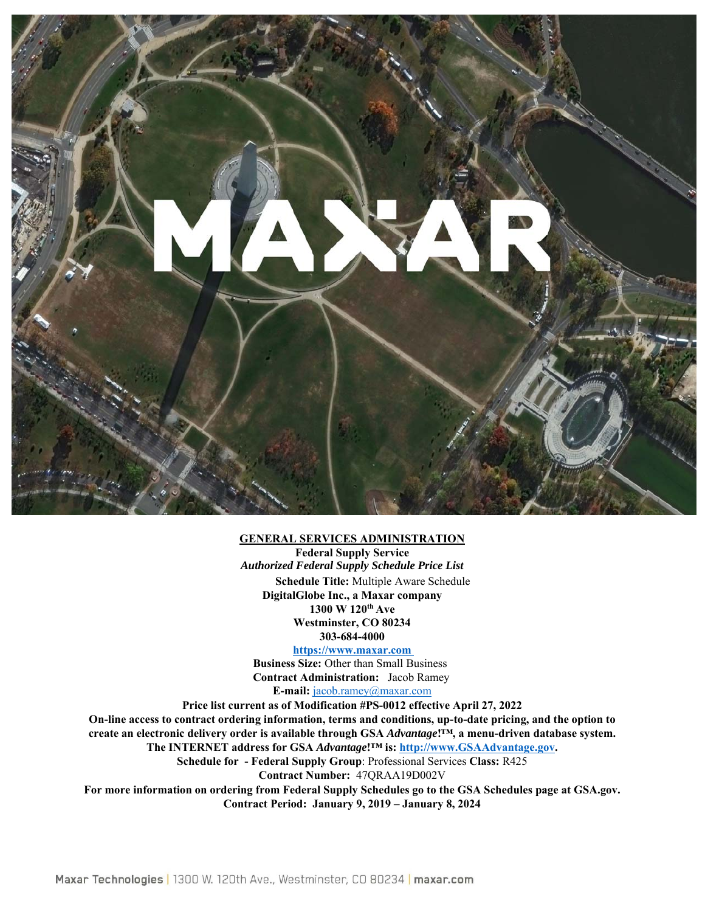# MAXAR

**GENERAL SERVICES ADMINISTRATION**

**Federal Supply Service**

***Authorized Federal Supply Schedule Price List***

**Schedule Title:** Multiple Aware Schedule

**DigitalGlobe Inc., a Maxar company**

**1300 W 120th Ave**

**Westminster, CO 80234**

**303-684-4000**

**https://www.maxar.com**

**Business Size:** Other than Small Business

**Contract Administration:** Jacob Ramey

**E-mail:** jacob.ramey@maxar.com

**Price list current as of Modification #PS-0012 effective April 27, 2022**

**On-line access to contract ordering information, terms and conditions, up-to-date pricing, and the option to create an electronic delivery order is available through GSA *Advantage*!™, a menu-driven database system. The INTERNET address for GSA *Advantage*!™ is: http://www.GSAAdvantage.gov.**

**Schedule for - Federal Supply Group**: Professional Services **Class:** R425

**Contract Number:** 47QRAA19D002V

**For more information on ordering from Federal Supply Schedules go to the GSA Schedules page at GSA.gov.**

**Contract Period: January 9, 2019 – January 8, 2024**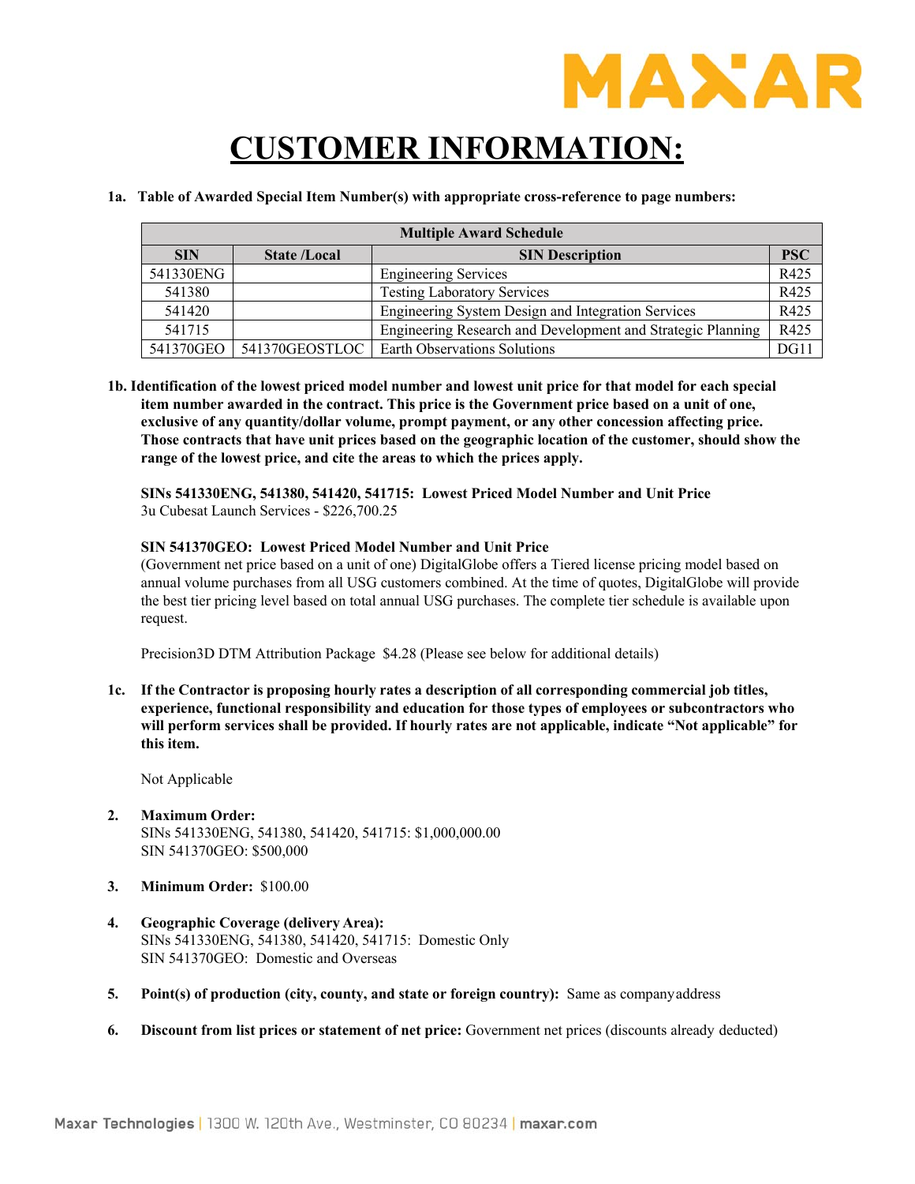# CUSTOMER INFORMATION:

**1a. Table of Awarded Special Item Number(s) with appropriate cross-reference to page numbers:**

| Multiple Award Schedule | | | |
|---|---|---|---|
| **SIN** | **State /Local** | **SIN Description** | **PSC** |
| 541330ENG | | Engineering Services | R425 |
| 541380 | | Testing Laboratory Services | R425 |
| 541420 | | Engineering System Design and Integration Services | R425 |
| 541715 | | Engineering Research and Development and Strategic Planning | R425 |
| 541370GEO | 541370GEOSTLOC | Earth Observations Solutions | DG11 |

**1b. Identification of the lowest priced model number and lowest unit price for that model for each special item number awarded in the contract. This price is the Government price based on a unit of one, exclusive of any quantity/dollar volume, prompt payment, or any other concession affecting price. Those contracts that have unit prices based on the geographic location of the customer, should show the range of the lowest price, and cite the areas to which the prices apply.**

**SINs 541330ENG, 541380, 541420, 541715: Lowest Priced Model Number and Unit Price**
3u Cubesat Launch Services - $226,700.25

**SIN 541370GEO: Lowest Priced Model Number and Unit Price**
(Government net price based on a unit of one) DigitalGlobe offers a Tiered license pricing model based on annual volume purchases from all USG customers combined. At the time of quotes, DigitalGlobe will provide the best tier pricing level based on total annual USG purchases. The complete tier schedule is available upon request.

Precision3D DTM Attribution Package $4.28 (Please see below for additional details)

**1c. If the Contractor is proposing hourly rates a description of all corresponding commercial job titles, experience, functional responsibility and education for those types of employees or subcontractors who will perform services shall be provided. If hourly rates are not applicable, indicate "Not applicable" for this item.**

Not Applicable

2. **Maximum Order:**
   SINs 541330ENG, 541380, 541420, 541715: $1,000,000.00
   SIN 541370GEO: $500,000

3. **Minimum Order:** $100.00

4. **Geographic Coverage (delivery Area):**
   SINs 541330ENG, 541380, 541420, 541715: Domestic Only
   SIN 541370GEO: Domestic and Overseas

5. **Point(s) of production (city, county, and state or foreign country):** Same as companyaddress

6. **Discount from list prices or statement of net price:** Government net prices (discounts already deducted)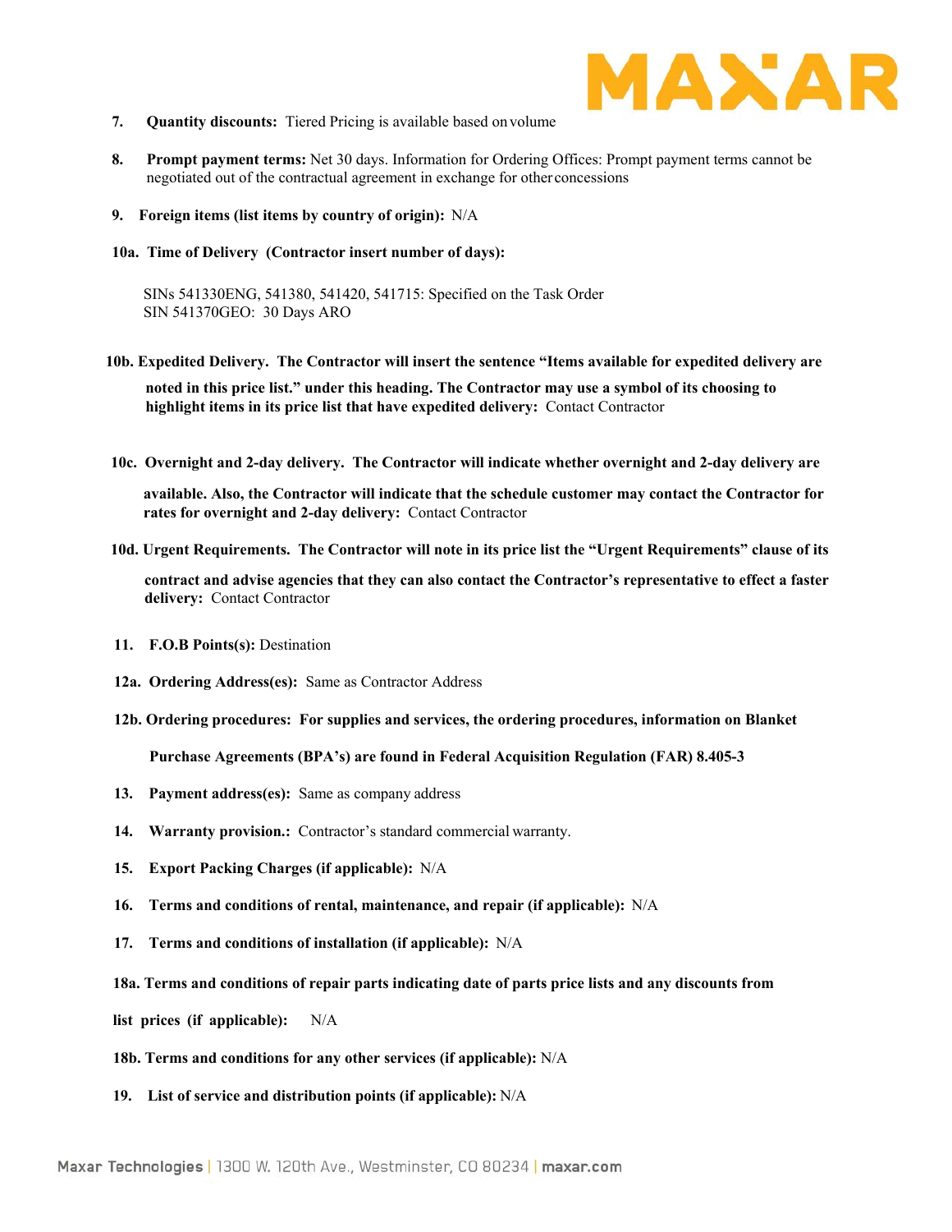7. **Quantity discounts:** Tiered Pricing is available based on volume

8. **Prompt payment terms:** Net 30 days. Information for Ordering Offices: Prompt payment terms cannot be negotiated out of the contractual agreement in exchange for other concessions

9. **Foreign items (list items by country of origin):** N/A

10a. **Time of Delivery (Contractor insert number of days):**

SINs 541330ENG, 541380, 541420, 541715: Specified on the Task Order
SIN 541370GEO: 30 Days ARO

10b. **Expedited Delivery. The Contractor will insert the sentence "Items available for expedited delivery are noted in this price list." under this heading. The Contractor may use a symbol of its choosing to highlight items in its price list that have expedited delivery:** Contact Contractor

10c. **Overnight and 2-day delivery. The Contractor will indicate whether overnight and 2-day delivery are available. Also, the Contractor will indicate that the schedule customer may contact the Contractor for rates for overnight and 2-day delivery:** Contact Contractor

10d. **Urgent Requirements. The Contractor will note in its price list the "Urgent Requirements" clause of its contract and advise agencies that they can also contact the Contractor's representative to effect a faster delivery:** Contact Contractor

11. **F.O.B Points(s):** Destination

12a. **Ordering Address(es):** Same as Contractor Address

12b. **Ordering procedures: For supplies and services, the ordering procedures, information on Blanket Purchase Agreements (BPA's) are found in Federal Acquisition Regulation (FAR) 8.405-3**

13. **Payment address(es):** Same as company address

14. **Warranty provision.:** Contractor's standard commercial warranty.

15. **Export Packing Charges (if applicable):** N/A

16. **Terms and conditions of rental, maintenance, and repair (if applicable):** N/A

17. **Terms and conditions of installation (if applicable):** N/A

18a. **Terms and conditions of repair parts indicating date of parts price lists and any discounts from list prices (if applicable):** N/A

18b. **Terms and conditions for any other services (if applicable):** N/A

19. **List of service and distribution points (if applicable):** N/A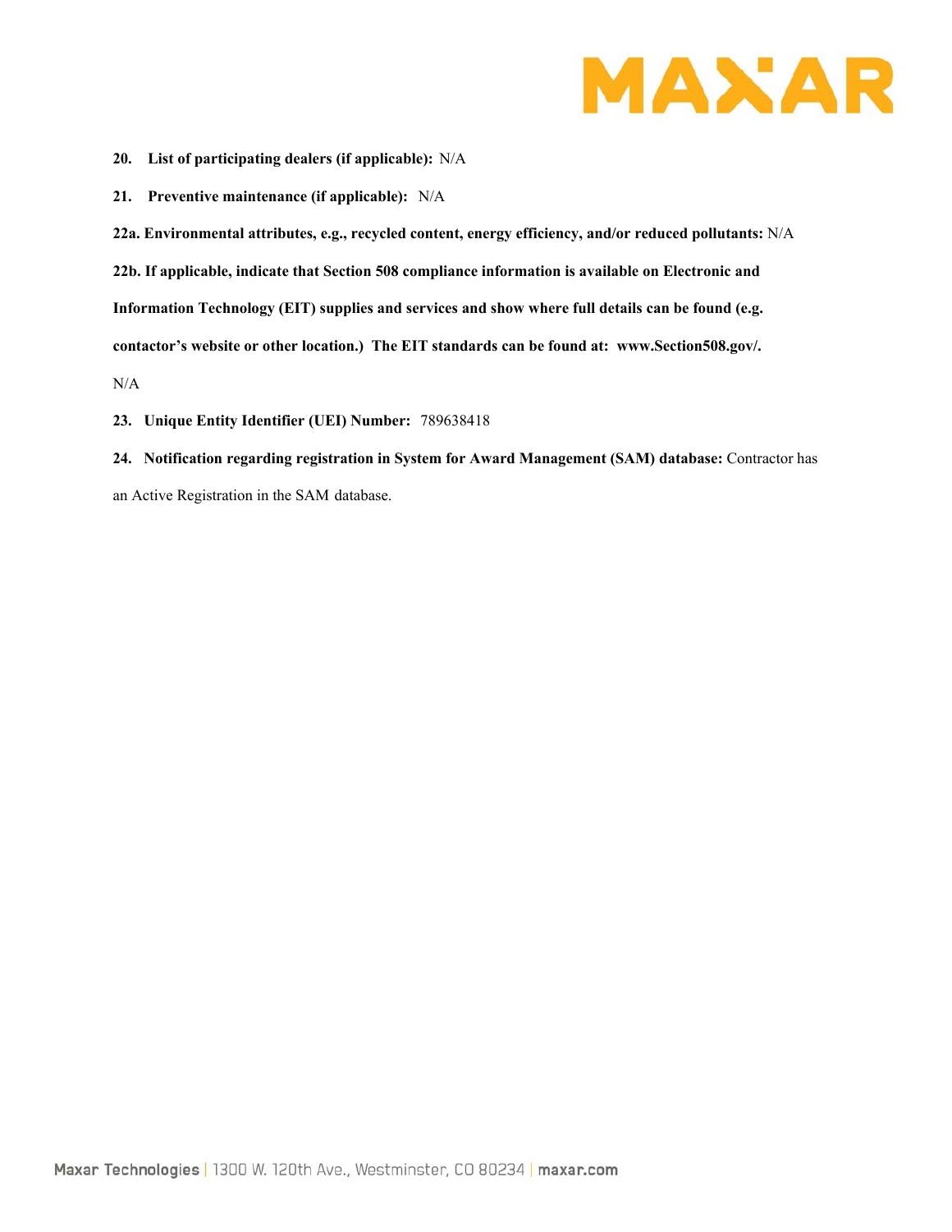**20. List of participating dealers (if applicable):** N/A

**21. Preventive maintenance (if applicable):** N/A

**22a. Environmental attributes, e.g., recycled content, energy efficiency, and/or reduced pollutants:** N/A

**22b. If applicable, indicate that Section 508 compliance information is available on Electronic and Information Technology (EIT) supplies and services and show where full details can be found (e.g. contactor's website or other location.) The EIT standards can be found at: www.Section508.gov/.**

N/A

**23. Unique Entity Identifier (UEI) Number:** 789638418

**24. Notification regarding registration in System for Award Management (SAM) database:** Contractor has an Active Registration in the SAM database.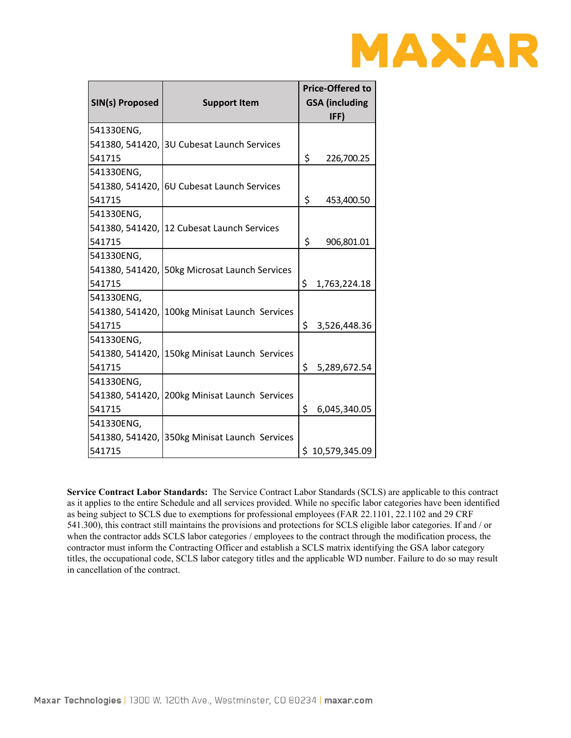| SIN(s) Proposed | Support Item | Price-Offered to GSA (including IFF) |
|---|---|---|
| 541330ENG, 541380, 541420, 541715 | 3U Cubesat Launch Services | $ 226,700.25 |
| 541330ENG, 541380, 541420, 541715 | 6U Cubesat Launch Services | $ 453,400.50 |
| 541330ENG, 541380, 541420, 541715 | 12 Cubesat Launch Services | $ 906,801.01 |
| 541330ENG, 541380, 541420, 541715 | 50kg Microsat Launch Services | $ 1,763,224.18 |
| 541330ENG, 541380, 541420, 541715 | 100kg Minisat Launch Services | $ 3,526,448.36 |
| 541330ENG, 541380, 541420, 541715 | 150kg Minisat Launch Services | $ 5,289,672.54 |
| 541330ENG, 541380, 541420, 541715 | 200kg Minisat Launch Services | $ 6,045,340.05 |
| 541330ENG, 541380, 541420, 541715 | 350kg Minisat Launch Services | $ 10,579,345.09 |

**Service Contract Labor Standards:** The Service Contract Labor Standards (SCLS) are applicable to this contract as it applies to the entire Schedule and all services provided. While no specific labor categories have been identified as being subject to SCLS due to exemptions for professional employees (FAR 22.1101, 22.1102 and 29 CRF 541.300), this contract still maintains the provisions and protections for SCLS eligible labor categories. If and / or when the contractor adds SCLS labor categories / employees to the contract through the modification process, the contractor must inform the Contracting Officer and establish a SCLS matrix identifying the GSA labor category titles, the occupational code, SCLS labor category titles and the applicable WD number. Failure to do so may result in cancellation of the contract.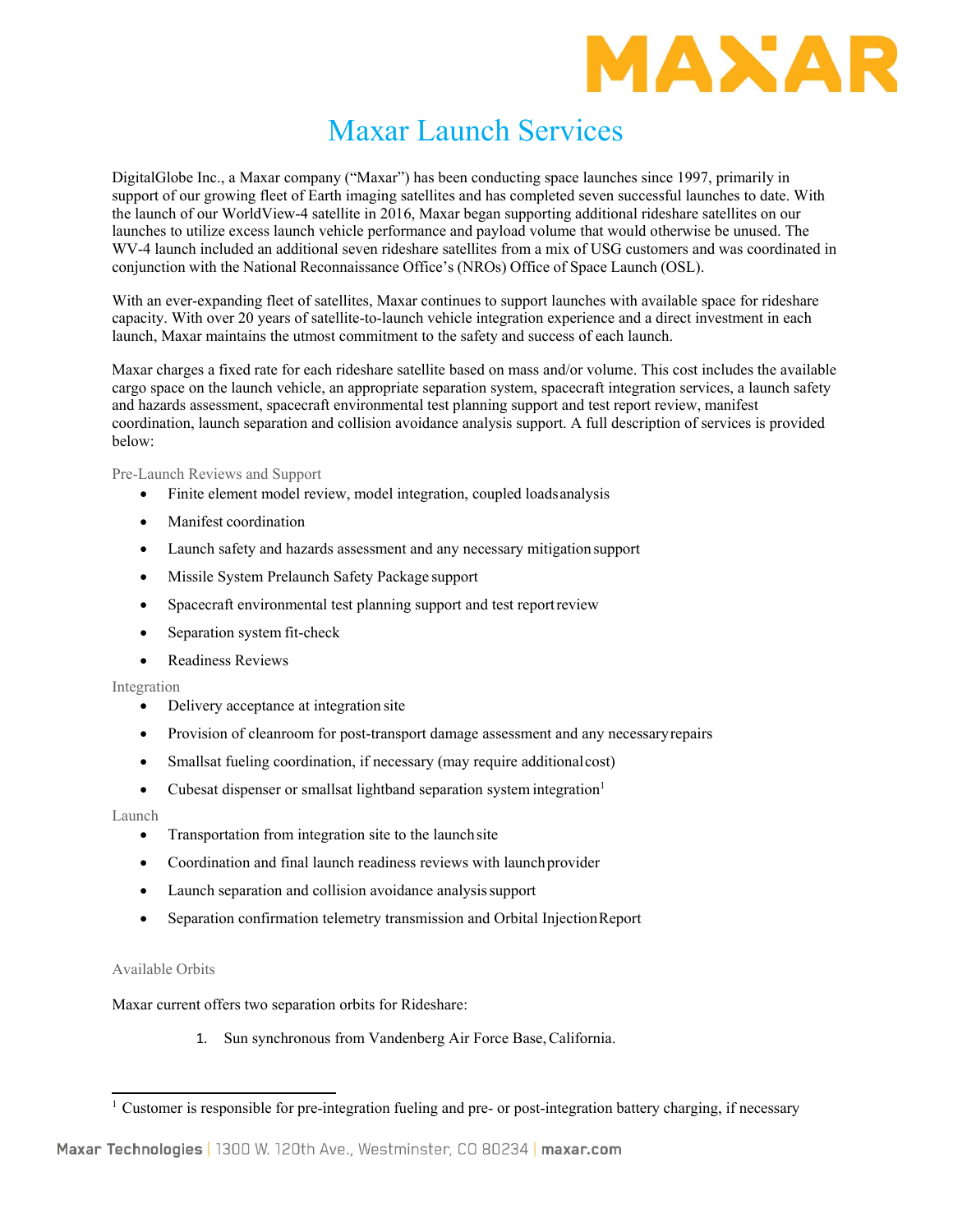# Maxar Launch Services

DigitalGlobe Inc., a Maxar company ("Maxar") has been conducting space launches since 1997, primarily in support of our growing fleet of Earth imaging satellites and has completed seven successful launches to date. With the launch of our WorldView-4 satellite in 2016, Maxar began supporting additional rideshare satellites on our launches to utilize excess launch vehicle performance and payload volume that would otherwise be unused. The WV-4 launch included an additional seven rideshare satellites from a mix of USG customers and was coordinated in conjunction with the National Reconnaissance Office's (NROs) Office of Space Launch (OSL).

With an ever-expanding fleet of satellites, Maxar continues to support launches with available space for rideshare capacity. With over 20 years of satellite-to-launch vehicle integration experience and a direct investment in each launch, Maxar maintains the utmost commitment to the safety and success of each launch.

Maxar charges a fixed rate for each rideshare satellite based on mass and/or volume. This cost includes the available cargo space on the launch vehicle, an appropriate separation system, spacecraft integration services, a launch safety and hazards assessment, spacecraft environmental test planning support and test report review, manifest coordination, launch separation and collision avoidance analysis support. A full description of services is provided below:

### Pre-Launch Reviews and Support

- Finite element model review, model integration, coupled loads analysis
- Manifest coordination
- Launch safety and hazards assessment and any necessary mitigation support
- Missile System Prelaunch Safety Package support
- Spacecraft environmental test planning support and test report review
- Separation system fit-check
- Readiness Reviews

### Integration

- Delivery acceptance at integration site
- Provision of cleanroom for post-transport damage assessment and any necessary repairs
- Smallsat fueling coordination, if necessary (may require additional cost)
- Cubesat dispenser or smallsat lightband separation system integration[1]

### Launch

- Transportation from integration site to the launch site
- Coordination and final launch readiness reviews with launch provider
- Launch separation and collision avoidance analysis support
- Separation confirmation telemetry transmission and Orbital Injection Report

### Available Orbits

Maxar current offers two separation orbits for Rideshare:

1. Sun synchronous from Vandenberg Air Force Base, California.

[1] Customer is responsible for pre-integration fueling and pre- or post-integration battery charging, if necessary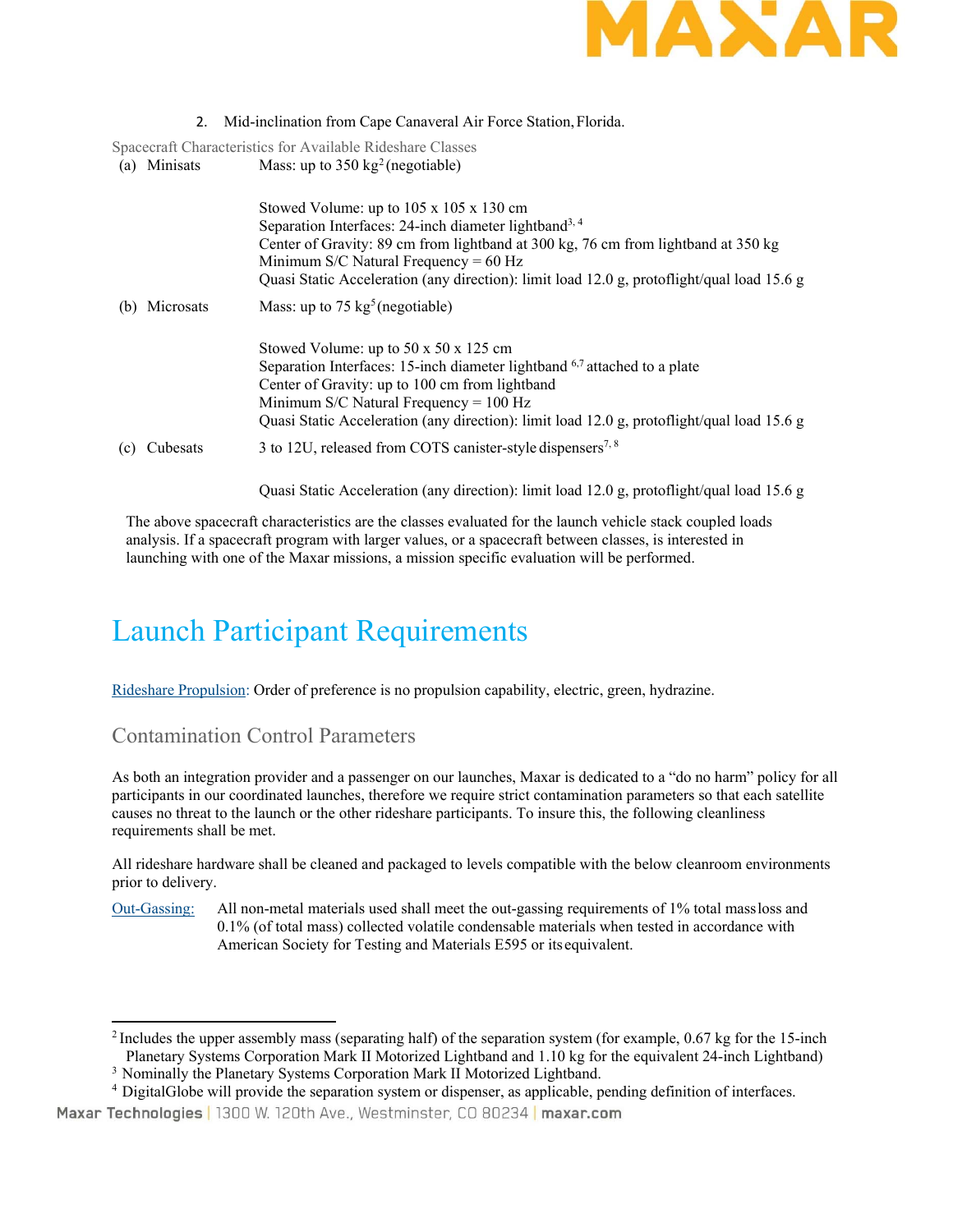2. Mid-inclination from Cape Canaveral Air Force Station, Florida.

Spacecraft Characteristics for Available Rideshare Classes

(a) Minisats — Mass: up to 350 kg[2] (negotiable)

Stowed Volume: up to 105 x 105 x 130 cm
Separation Interfaces: 24-inch diameter lightband[3, 4]
Center of Gravity: 89 cm from lightband at 300 kg, 76 cm from lightband at 350 kg
Minimum S/C Natural Frequency = 60 Hz
Quasi Static Acceleration (any direction): limit load 12.0 g, protoflight/qual load 15.6 g

(b) Microsats — Mass: up to 75 kg[5] (negotiable)

Stowed Volume: up to 50 x 50 x 125 cm
Separation Interfaces: 15-inch diameter lightband [6,7] attached to a plate
Center of Gravity: up to 100 cm from lightband
Minimum S/C Natural Frequency = 100 Hz
Quasi Static Acceleration (any direction): limit load 12.0 g, protoflight/qual load 15.6 g

(c) Cubesats — 3 to 12U, released from COTS canister-style dispensers[7, 8]

Quasi Static Acceleration (any direction): limit load 12.0 g, protoflight/qual load 15.6 g

The above spacecraft characteristics are the classes evaluated for the launch vehicle stack coupled loads analysis. If a spacecraft program with larger values, or a spacecraft between classes, is interested in launching with one of the Maxar missions, a mission specific evaluation will be performed.

# Launch Participant Requirements

Rideshare Propulsion: Order of preference is no propulsion capability, electric, green, hydrazine.

## Contamination Control Parameters

As both an integration provider and a passenger on our launches, Maxar is dedicated to a "do no harm" policy for all participants in our coordinated launches, therefore we require strict contamination parameters so that each satellite causes no threat to the launch or the other rideshare participants. To insure this, the following cleanliness requirements shall be met.

All rideshare hardware shall be cleaned and packaged to levels compatible with the below cleanroom environments prior to delivery.

Out-Gassing: All non-metal materials used shall meet the out-gassing requirements of 1% total mass loss and 0.1% (of total mass) collected volatile condensable materials when tested in accordance with American Society for Testing and Materials E595 or its equivalent.

---

[2] Includes the upper assembly mass (separating half) of the separation system (for example, 0.67 kg for the 15-inch Planetary Systems Corporation Mark II Motorized Lightband and 1.10 kg for the equivalent 24-inch Lightband)

[3] Nominally the Planetary Systems Corporation Mark II Motorized Lightband.

[4] DigitalGlobe will provide the separation system or dispenser, as applicable, pending definition of interfaces.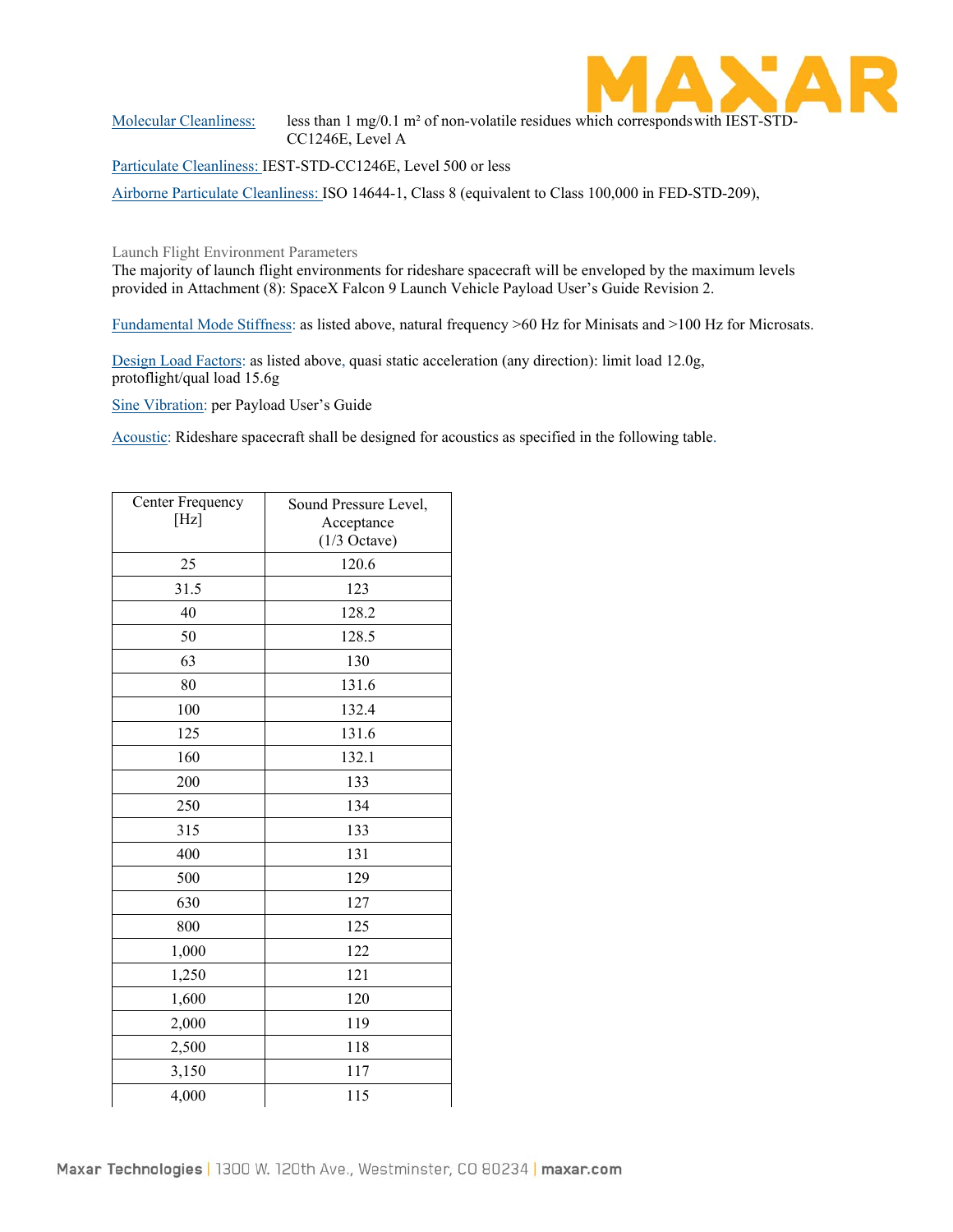Molecular Cleanliness: less than 1 mg/0.1 m² of non-volatile residues which corresponds with IEST-STD-CC1246E, Level A

Particulate Cleanliness: IEST-STD-CC1246E, Level 500 or less

Airborne Particulate Cleanliness: ISO 14644-1, Class 8 (equivalent to Class 100,000 in FED-STD-209),

### Launch Flight Environment Parameters

The majority of launch flight environments for rideshare spacecraft will be enveloped by the maximum levels provided in Attachment (8): SpaceX Falcon 9 Launch Vehicle Payload User's Guide Revision 2.

Fundamental Mode Stiffness: as listed above, natural frequency >60 Hz for Minisats and >100 Hz for Microsats.

Design Load Factors: as listed above, quasi static acceleration (any direction): limit load 12.0g, protoflight/qual load 15.6g

Sine Vibration: per Payload User's Guide

Acoustic: Rideshare spacecraft shall be designed for acoustics as specified in the following table.

| Center Frequency [Hz] | Sound Pressure Level, Acceptance (1/3 Octave) |
|---|---|
| 25 | 120.6 |
| 31.5 | 123 |
| 40 | 128.2 |
| 50 | 128.5 |
| 63 | 130 |
| 80 | 131.6 |
| 100 | 132.4 |
| 125 | 131.6 |
| 160 | 132.1 |
| 200 | 133 |
| 250 | 134 |
| 315 | 133 |
| 400 | 131 |
| 500 | 129 |
| 630 | 127 |
| 800 | 125 |
| 1,000 | 122 |
| 1,250 | 121 |
| 1,600 | 120 |
| 2,000 | 119 |
| 2,500 | 118 |
| 3,150 | 117 |
| 4,000 | 115 |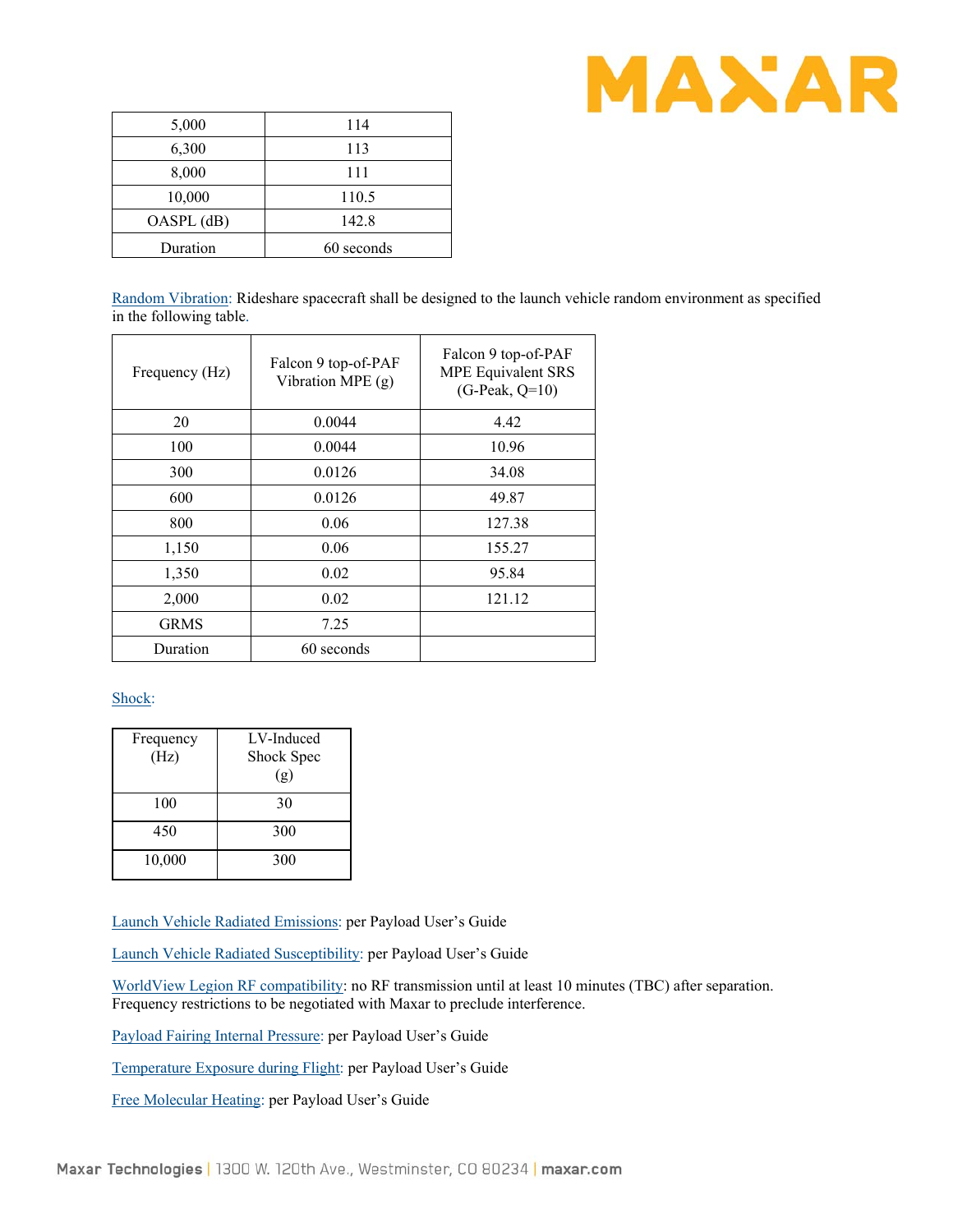| 5,000 | 114 |
|---|---|
| 6,300 | 113 |
| 8,000 | 111 |
| 10,000 | 110.5 |
| OASPL (dB) | 142.8 |
| Duration | 60 seconds |

Random Vibration: Rideshare spacecraft shall be designed to the launch vehicle random environment as specified in the following table.

| Frequency (Hz) | Falcon 9 top-of-PAF Vibration MPE (g) | Falcon 9 top-of-PAF MPE Equivalent SRS (G-Peak, Q=10) |
|---|---|---|
| 20 | 0.0044 | 4.42 |
| 100 | 0.0044 | 10.96 |
| 300 | 0.0126 | 34.08 |
| 600 | 0.0126 | 49.87 |
| 800 | 0.06 | 127.38 |
| 1,150 | 0.06 | 155.27 |
| 1,350 | 0.02 | 95.84 |
| 2,000 | 0.02 | 121.12 |
| GRMS | 7.25 | |
| Duration | 60 seconds | |

Shock:

| Frequency (Hz) | LV-Induced Shock Spec (g) |
|---|---|
| 100 | 30 |
| 450 | 300 |
| 10,000 | 300 |

Launch Vehicle Radiated Emissions: per Payload User's Guide

Launch Vehicle Radiated Susceptibility: per Payload User's Guide

WorldView Legion RF compatibility: no RF transmission until at least 10 minutes (TBC) after separation. Frequency restrictions to be negotiated with Maxar to preclude interference.

Payload Fairing Internal Pressure: per Payload User's Guide

Temperature Exposure during Flight: per Payload User's Guide

Free Molecular Heating: per Payload User's Guide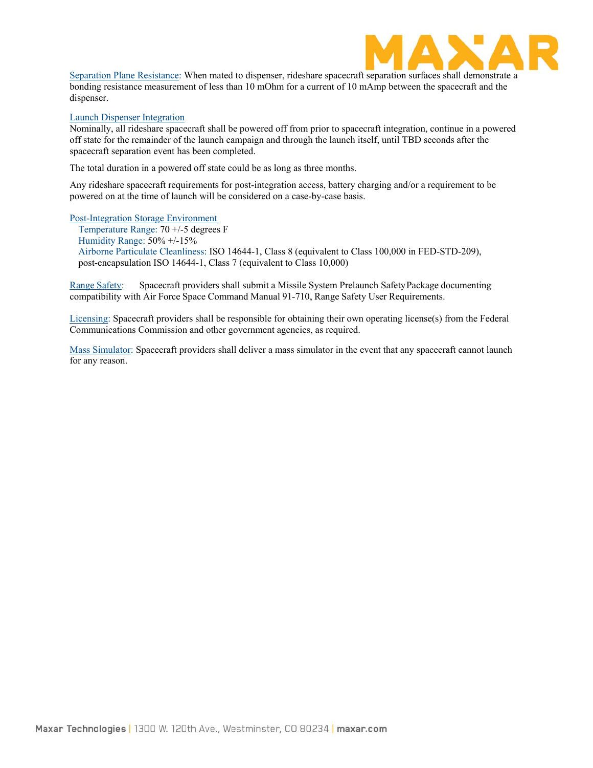Separation Plane Resistance: When mated to dispenser, rideshare spacecraft separation surfaces shall demonstrate a bonding resistance measurement of less than 10 mOhm for a current of 10 mAmp between the spacecraft and the dispenser.

Launch Dispenser Integration

Nominally, all rideshare spacecraft shall be powered off from prior to spacecraft integration, continue in a powered off state for the remainder of the launch campaign and through the launch itself, until TBD seconds after the spacecraft separation event has been completed.

The total duration in a powered off state could be as long as three months.

Any rideshare spacecraft requirements for post-integration access, battery charging and/or a requirement to be powered on at the time of launch will be considered on a case-by-case basis.

Post-Integration Storage Environment

- Temperature Range: 70 +/-5 degrees F
- Humidity Range: 50% +/-15%
- Airborne Particulate Cleanliness: ISO 14644-1, Class 8 (equivalent to Class 100,000 in FED-STD-209), post-encapsulation ISO 14644-1, Class 7 (equivalent to Class 10,000)

Range Safety: Spacecraft providers shall submit a Missile System Prelaunch Safety Package documenting compatibility with Air Force Space Command Manual 91-710, Range Safety User Requirements.

Licensing: Spacecraft providers shall be responsible for obtaining their own operating license(s) from the Federal Communications Commission and other government agencies, as required.

Mass Simulator: Spacecraft providers shall deliver a mass simulator in the event that any spacecraft cannot launch for any reason.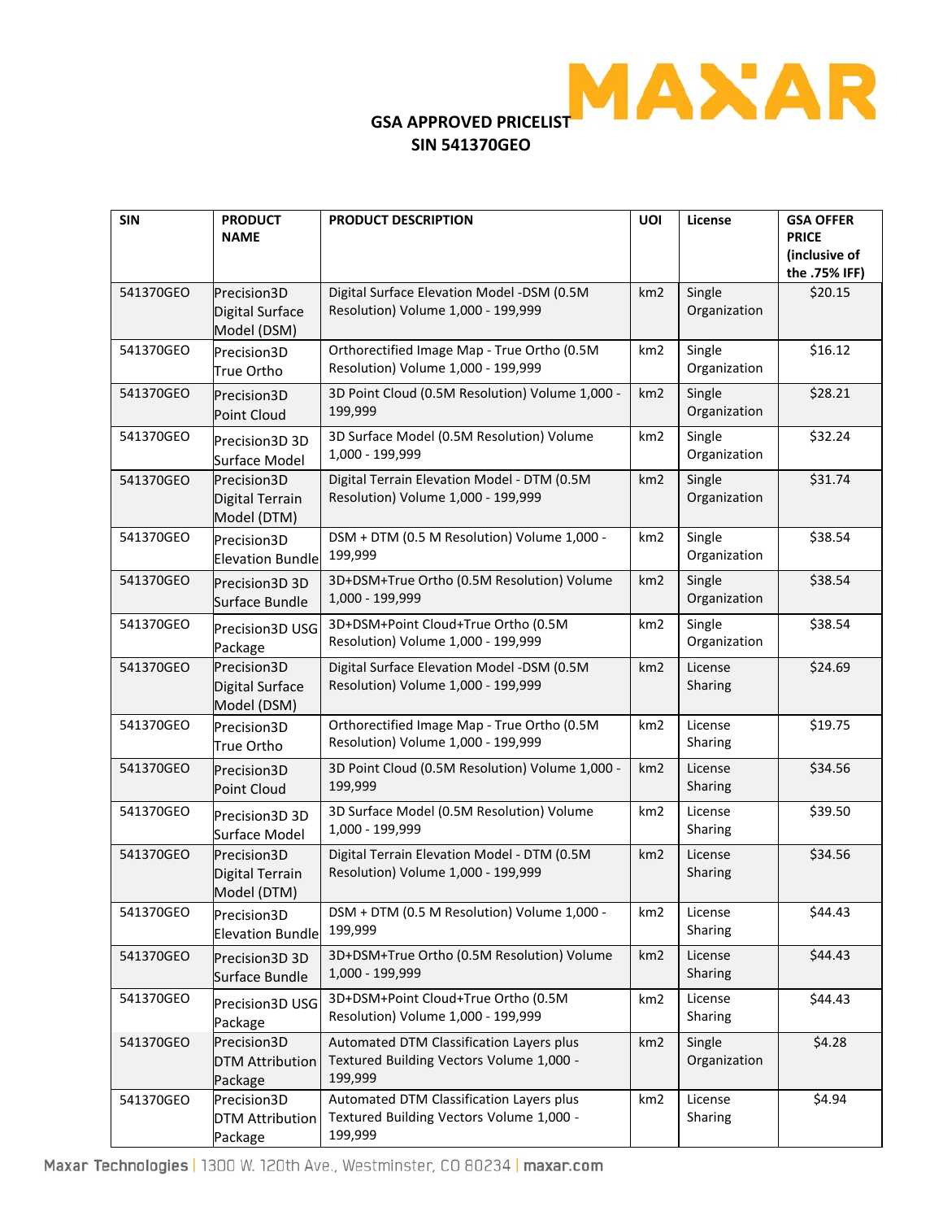## GSA APPROVED PRICELIST
## SIN 541370GEO

| SIN | PRODUCT NAME | PRODUCT DESCRIPTION | UOI | License | GSA OFFER PRICE (inclusive of the .75% IFF) |
|---|---|---|---|---|---|
| 541370GEO | Precision3D Digital Surface Model (DSM) | Digital Surface Elevation Model -DSM (0.5M Resolution) Volume 1,000 - 199,999 | km2 | Single Organization | $20.15 |
| 541370GEO | Precision3D True Ortho | Orthorectified Image Map - True Ortho (0.5M Resolution) Volume 1,000 - 199,999 | km2 | Single Organization | $16.12 |
| 541370GEO | Precision3D Point Cloud | 3D Point Cloud (0.5M Resolution) Volume 1,000 - 199,999 | km2 | Single Organization | $28.21 |
| 541370GEO | Precision3D 3D Surface Model | 3D Surface Model (0.5M Resolution) Volume 1,000 - 199,999 | km2 | Single Organization | $32.24 |
| 541370GEO | Precision3D Digital Terrain Model (DTM) | Digital Terrain Elevation Model - DTM (0.5M Resolution) Volume 1,000 - 199,999 | km2 | Single Organization | $31.74 |
| 541370GEO | Precision3D Elevation Bundle | DSM + DTM (0.5 M Resolution) Volume 1,000 - 199,999 | km2 | Single Organization | $38.54 |
| 541370GEO | Precision3D 3D Surface Bundle | 3D+DSM+True Ortho (0.5M Resolution) Volume 1,000 - 199,999 | km2 | Single Organization | $38.54 |
| 541370GEO | Precision3D USG Package | 3D+DSM+Point Cloud+True Ortho (0.5M Resolution) Volume 1,000 - 199,999 | km2 | Single Organization | $38.54 |
| 541370GEO | Precision3D Digital Surface Model (DSM) | Digital Surface Elevation Model -DSM (0.5M Resolution) Volume 1,000 - 199,999 | km2 | License Sharing | $24.69 |
| 541370GEO | Precision3D True Ortho | Orthorectified Image Map - True Ortho (0.5M Resolution) Volume 1,000 - 199,999 | km2 | License Sharing | $19.75 |
| 541370GEO | Precision3D Point Cloud | 3D Point Cloud (0.5M Resolution) Volume 1,000 - 199,999 | km2 | License Sharing | $34.56 |
| 541370GEO | Precision3D 3D Surface Model | 3D Surface Model (0.5M Resolution) Volume 1,000 - 199,999 | km2 | License Sharing | $39.50 |
| 541370GEO | Precision3D Digital Terrain Model (DTM) | Digital Terrain Elevation Model - DTM (0.5M Resolution) Volume 1,000 - 199,999 | km2 | License Sharing | $34.56 |
| 541370GEO | Precision3D Elevation Bundle | DSM + DTM (0.5 M Resolution) Volume 1,000 - 199,999 | km2 | License Sharing | $44.43 |
| 541370GEO | Precision3D 3D Surface Bundle | 3D+DSM+True Ortho (0.5M Resolution) Volume 1,000 - 199,999 | km2 | License Sharing | $44.43 |
| 541370GEO | Precision3D USG Package | 3D+DSM+Point Cloud+True Ortho (0.5M Resolution) Volume 1,000 - 199,999 | km2 | License Sharing | $44.43 |
| 541370GEO | Precision3D DTM Attribution Package | Automated DTM Classification Layers plus Textured Building Vectors Volume 1,000 - 199,999 | km2 | Single Organization | $4.28 |
| 541370GEO | Precision3D DTM Attribution Package | Automated DTM Classification Layers plus Textured Building Vectors Volume 1,000 - 199,999 | km2 | License Sharing | $4.94 |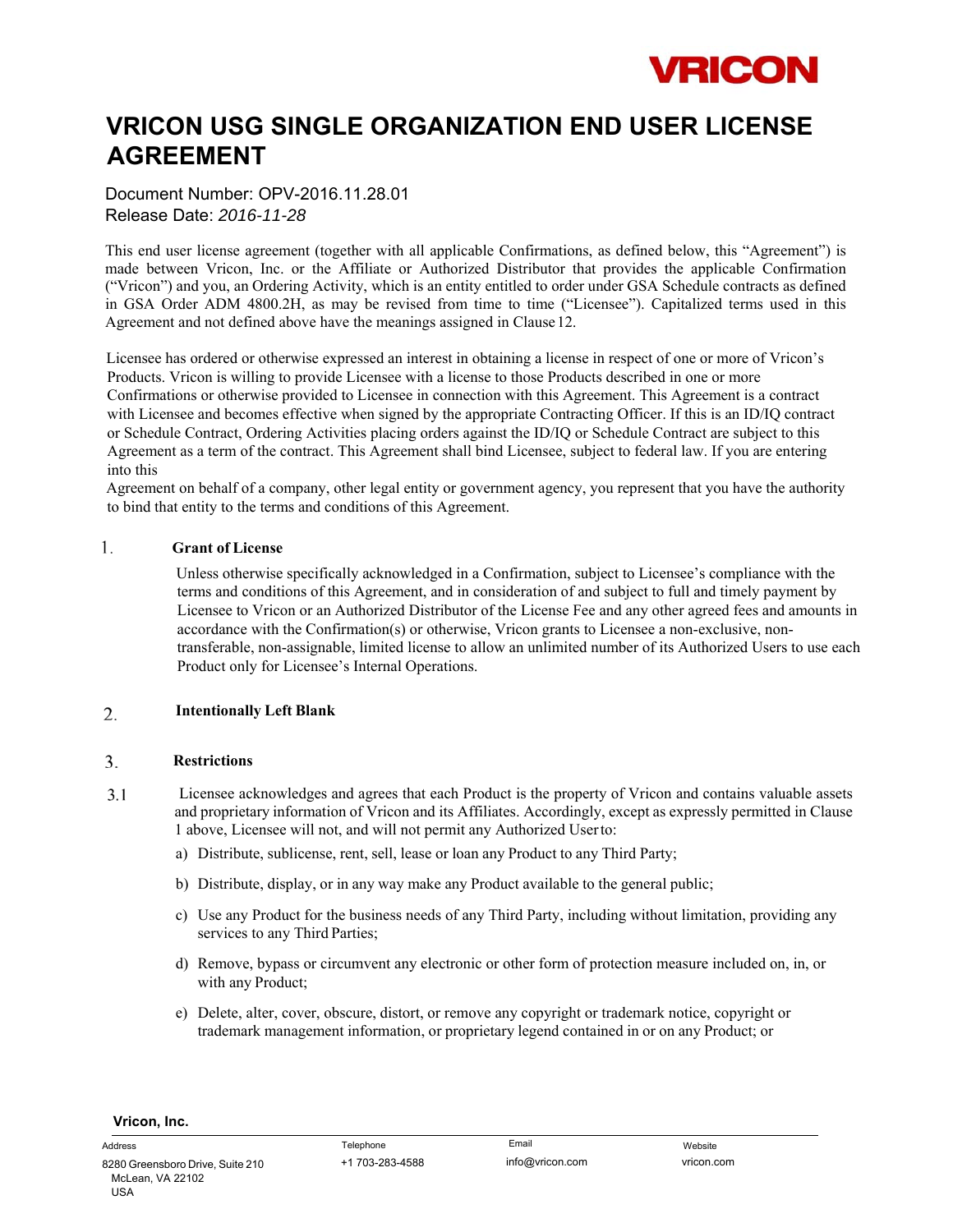VRICON

# VRICON USG SINGLE ORGANIZATION END USER LICENSE AGREEMENT

Document Number: OPV-2016.11.28.01
Release Date: *2016-11-28*

This end user license agreement (together with all applicable Confirmations, as defined below, this "Agreement") is made between Vricon, Inc. or the Affiliate or Authorized Distributor that provides the applicable Confirmation ("Vricon") and you, an Ordering Activity, which is an entity entitled to order under GSA Schedule contracts as defined in GSA Order ADM 4800.2H, as may be revised from time to time ("Licensee"). Capitalized terms used in this Agreement and not defined above have the meanings assigned in Clause 12.

Licensee has ordered or otherwise expressed an interest in obtaining a license in respect of one or more of Vricon's Products. Vricon is willing to provide Licensee with a license to those Products described in one or more Confirmations or otherwise provided to Licensee in connection with this Agreement. This Agreement is a contract with Licensee and becomes effective when signed by the appropriate Contracting Officer. If this is an ID/IQ contract or Schedule Contract, Ordering Activities placing orders against the ID/IQ or Schedule Contract are subject to this Agreement as a term of the contract. This Agreement shall bind Licensee, subject to federal law. If you are entering into this Agreement on behalf of a company, other legal entity or government agency, you represent that you have the authority to bind that entity to the terms and conditions of this Agreement.

## 1. Grant of License

Unless otherwise specifically acknowledged in a Confirmation, subject to Licensee's compliance with the terms and conditions of this Agreement, and in consideration of and subject to full and timely payment by Licensee to Vricon or an Authorized Distributor of the License Fee and any other agreed fees and amounts in accordance with the Confirmation(s) or otherwise, Vricon grants to Licensee a non-exclusive, non-transferable, non-assignable, limited license to allow an unlimited number of its Authorized Users to use each Product only for Licensee's Internal Operations.

## 2. Intentionally Left Blank

## 3. Restrictions

3.1 Licensee acknowledges and agrees that each Product is the property of Vricon and contains valuable assets and proprietary information of Vricon and its Affiliates. Accordingly, except as expressly permitted in Clause 1 above, Licensee will not, and will not permit any Authorized User to:

a) Distribute, sublicense, rent, sell, lease or loan any Product to any Third Party;

b) Distribute, display, or in any way make any Product available to the general public;

c) Use any Product for the business needs of any Third Party, including without limitation, providing any services to any Third Parties;

d) Remove, bypass or circumvent any electronic or other form of protection measure included on, in, or with any Product;

e) Delete, alter, cover, obscure, distort, or remove any copyright or trademark notice, copyright or trademark management information, or proprietary legend contained in or on any Product; or

**Vricon, Inc.**

| Address | Telephone | Email | Website |
|---|---|---|---|
| 8280 Greensboro Drive, Suite 210 McLean, VA 22102 USA | +1 703-283-4588 | info@vricon.com | vricon.com |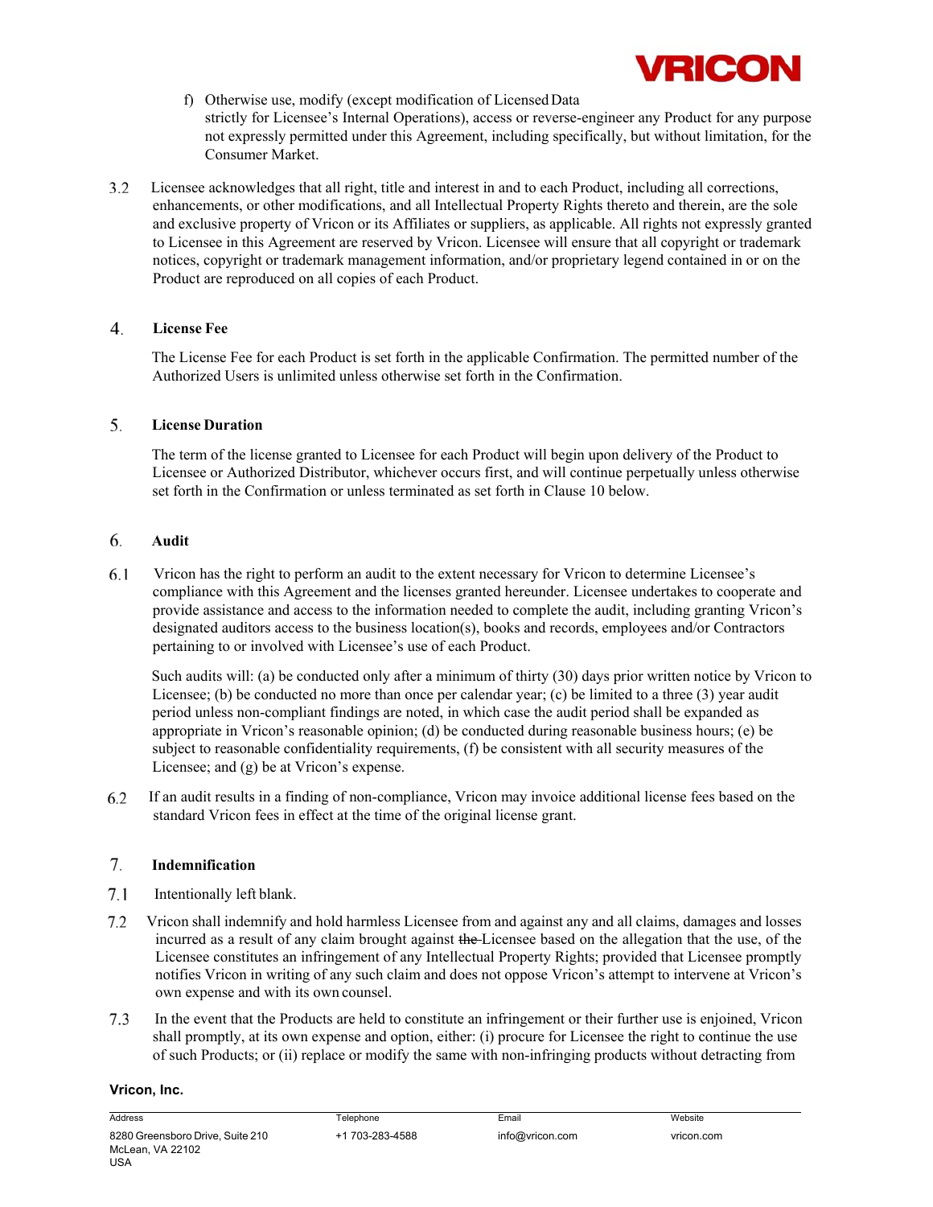f) Otherwise use, modify (except modification of Licensed Data strictly for Licensee's Internal Operations), access or reverse-engineer any Product for any purpose not expressly permitted under this Agreement, including specifically, but without limitation, for the Consumer Market.

3.2 Licensee acknowledges that all right, title and interest in and to each Product, including all corrections, enhancements, or other modifications, and all Intellectual Property Rights thereto and therein, are the sole and exclusive property of Vricon or its Affiliates or suppliers, as applicable. All rights not expressly granted to Licensee in this Agreement are reserved by Vricon. Licensee will ensure that all copyright or trademark notices, copyright or trademark management information, and/or proprietary legend contained in or on the Product are reproduced on all copies of each Product.

## 4. License Fee

The License Fee for each Product is set forth in the applicable Confirmation. The permitted number of the Authorized Users is unlimited unless otherwise set forth in the Confirmation.

## 5. License Duration

The term of the license granted to Licensee for each Product will begin upon delivery of the Product to Licensee or Authorized Distributor, whichever occurs first, and will continue perpetually unless otherwise set forth in the Confirmation or unless terminated as set forth in Clause 10 below.

## 6. Audit

6.1 Vricon has the right to perform an audit to the extent necessary for Vricon to determine Licensee's compliance with this Agreement and the licenses granted hereunder. Licensee undertakes to cooperate and provide assistance and access to the information needed to complete the audit, including granting Vricon's designated auditors access to the business location(s), books and records, employees and/or Contractors pertaining to or involved with Licensee's use of each Product.

Such audits will: (a) be conducted only after a minimum of thirty (30) days prior written notice by Vricon to Licensee; (b) be conducted no more than once per calendar year; (c) be limited to a three (3) year audit period unless non-compliant findings are noted, in which case the audit period shall be expanded as appropriate in Vricon's reasonable opinion; (d) be conducted during reasonable business hours; (e) be subject to reasonable confidentiality requirements, (f) be consistent with all security measures of the Licensee; and (g) be at Vricon's expense.

6.2 If an audit results in a finding of non-compliance, Vricon may invoice additional license fees based on the standard Vricon fees in effect at the time of the original license grant.

## 7. Indemnification

7.1 Intentionally left blank.

7.2 Vricon shall indemnify and hold harmless Licensee from and against any and all claims, damages and losses incurred as a result of any claim brought against ~~the~~ Licensee based on the allegation that the use, of the Licensee constitutes an infringement of any Intellectual Property Rights; provided that Licensee promptly notifies Vricon in writing of any such claim and does not oppose Vricon's attempt to intervene at Vricon's own expense and with its own counsel.

7.3 In the event that the Products are held to constitute an infringement or their further use is enjoined, Vricon shall promptly, at its own expense and option, either: (i) procure for Licensee the right to continue the use of such Products; or (ii) replace or modify the same with non-infringing products without detracting from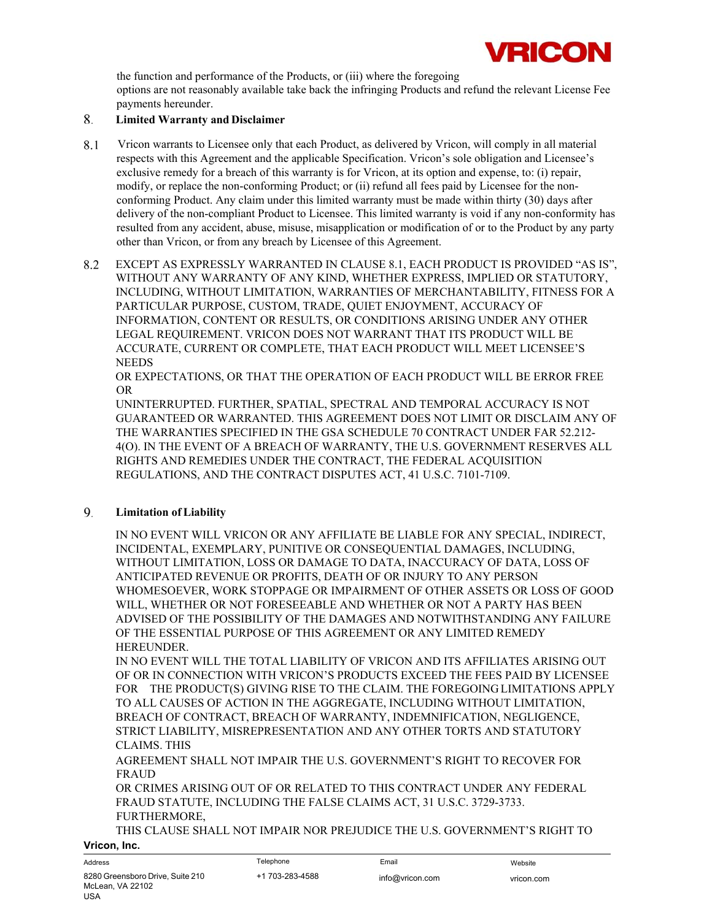the function and performance of the Products, or (iii) where the foregoing options are not reasonably available take back the infringing Products and refund the relevant License Fee payments hereunder.

## 8. Limited Warranty and Disclaimer

8.1 Vricon warrants to Licensee only that each Product, as delivered by Vricon, will comply in all material respects with this Agreement and the applicable Specification. Vricon's sole obligation and Licensee's exclusive remedy for a breach of this warranty is for Vricon, at its option and expense, to: (i) repair, modify, or replace the non-conforming Product; or (ii) refund all fees paid by Licensee for the non-conforming Product. Any claim under this limited warranty must be made within thirty (30) days after delivery of the non-compliant Product to Licensee. This limited warranty is void if any non-conformity has resulted from any accident, abuse, misuse, misapplication or modification of or to the Product by any party other than Vricon, or from any breach by Licensee of this Agreement.

8.2 EXCEPT AS EXPRESSLY WARRANTED IN CLAUSE 8.1, EACH PRODUCT IS PROVIDED "AS IS", WITHOUT ANY WARRANTY OF ANY KIND, WHETHER EXPRESS, IMPLIED OR STATUTORY, INCLUDING, WITHOUT LIMITATION, WARRANTIES OF MERCHANTABILITY, FITNESS FOR A PARTICULAR PURPOSE, CUSTOM, TRADE, QUIET ENJOYMENT, ACCURACY OF INFORMATION, CONTENT OR RESULTS, OR CONDITIONS ARISING UNDER ANY OTHER LEGAL REQUIREMENT. VRICON DOES NOT WARRANT THAT ITS PRODUCT WILL BE ACCURATE, CURRENT OR COMPLETE, THAT EACH PRODUCT WILL MEET LICENSEE'S NEEDS OR EXPECTATIONS, OR THAT THE OPERATION OF EACH PRODUCT WILL BE ERROR FREE OR UNINTERRUPTED. FURTHER, SPATIAL, SPECTRAL AND TEMPORAL ACCURACY IS NOT GUARANTEED OR WARRANTED. THIS AGREEMENT DOES NOT LIMIT OR DISCLAIM ANY OF THE WARRANTIES SPECIFIED IN THE GSA SCHEDULE 70 CONTRACT UNDER FAR 52.212-4(O). IN THE EVENT OF A BREACH OF WARRANTY, THE U.S. GOVERNMENT RESERVES ALL RIGHTS AND REMEDIES UNDER THE CONTRACT, THE FEDERAL ACQUISITION REGULATIONS, AND THE CONTRACT DISPUTES ACT, 41 U.S.C. 7101-7109.

## 9. Limitation of Liability

IN NO EVENT WILL VRICON OR ANY AFFILIATE BE LIABLE FOR ANY SPECIAL, INDIRECT, INCIDENTAL, EXEMPLARY, PUNITIVE OR CONSEQUENTIAL DAMAGES, INCLUDING, WITHOUT LIMITATION, LOSS OR DAMAGE TO DATA, INACCURACY OF DATA, LOSS OF ANTICIPATED REVENUE OR PROFITS, DEATH OF OR INJURY TO ANY PERSON WHOMESOEVER, WORK STOPPAGE OR IMPAIRMENT OF OTHER ASSETS OR LOSS OF GOOD WILL, WHETHER OR NOT FORESEEABLE AND WHETHER OR NOT A PARTY HAS BEEN ADVISED OF THE POSSIBILITY OF THE DAMAGES AND NOTWITHSTANDING ANY FAILURE OF THE ESSENTIAL PURPOSE OF THIS AGREEMENT OR ANY LIMITED REMEDY HEREUNDER.

IN NO EVENT WILL THE TOTAL LIABILITY OF VRICON AND ITS AFFILIATES ARISING OUT OF OR IN CONNECTION WITH VRICON'S PRODUCTS EXCEED THE FEES PAID BY LICENSEE FOR THE PRODUCT(S) GIVING RISE TO THE CLAIM. THE FOREGOING LIMITATIONS APPLY TO ALL CAUSES OF ACTION IN THE AGGREGATE, INCLUDING WITHOUT LIMITATION, BREACH OF CONTRACT, BREACH OF WARRANTY, INDEMNIFICATION, NEGLIGENCE, STRICT LIABILITY, MISREPRESENTATION AND ANY OTHER TORTS AND STATUTORY CLAIMS. THIS AGREEMENT SHALL NOT IMPAIR THE U.S. GOVERNMENT'S RIGHT TO RECOVER FOR FRAUD OR CRIMES ARISING OUT OF OR RELATED TO THIS CONTRACT UNDER ANY FEDERAL FRAUD STATUTE, INCLUDING THE FALSE CLAIMS ACT, 31 U.S.C. 3729-3733. FURTHERMORE, THIS CLAUSE SHALL NOT IMPAIR NOR PREJUDICE THE U.S. GOVERNMENT'S RIGHT TO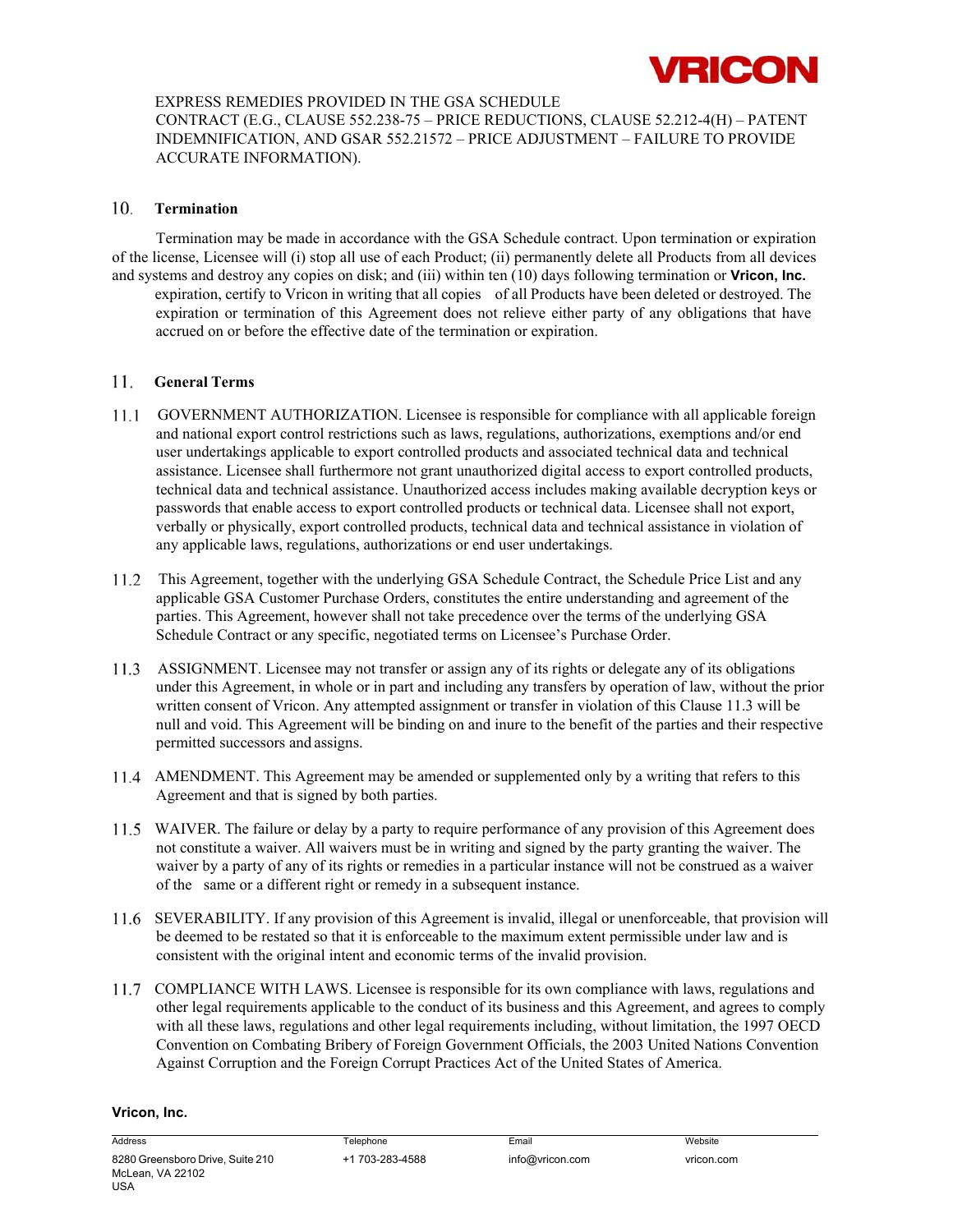EXPRESS REMEDIES PROVIDED IN THE GSA SCHEDULE CONTRACT (E.G., CLAUSE 552.238-75 – PRICE REDUCTIONS, CLAUSE 52.212-4(H) – PATENT INDEMNIFICATION, AND GSAR 552.21572 – PRICE ADJUSTMENT – FAILURE TO PROVIDE ACCURATE INFORMATION).

## 10. Termination

Termination may be made in accordance with the GSA Schedule contract. Upon termination or expiration of the license, Licensee will (i) stop all use of each Product; (ii) permanently delete all Products from all devices and systems and destroy any copies on disk; and (iii) within ten (10) days following termination or expiration, certify to Vricon in writing that all copies of all Products have been deleted or destroyed. The expiration or termination of this Agreement does not relieve either party of any obligations that have accrued on or before the effective date of the termination or expiration.

## 11. General Terms

11.1 GOVERNMENT AUTHORIZATION. Licensee is responsible for compliance with all applicable foreign and national export control restrictions such as laws, regulations, authorizations, exemptions and/or end user undertakings applicable to export controlled products and associated technical data and technical assistance. Licensee shall furthermore not grant unauthorized digital access to export controlled products, technical data and technical assistance. Unauthorized access includes making available decryption keys or passwords that enable access to export controlled products or technical data. Licensee shall not export, verbally or physically, export controlled products, technical data and technical assistance in violation of any applicable laws, regulations, authorizations or end user undertakings.

11.2 This Agreement, together with the underlying GSA Schedule Contract, the Schedule Price List and any applicable GSA Customer Purchase Orders, constitutes the entire understanding and agreement of the parties. This Agreement, however shall not take precedence over the terms of the underlying GSA Schedule Contract or any specific, negotiated terms on Licensee's Purchase Order.

11.3 ASSIGNMENT. Licensee may not transfer or assign any of its rights or delegate any of its obligations under this Agreement, in whole or in part and including any transfers by operation of law, without the prior written consent of Vricon. Any attempted assignment or transfer in violation of this Clause 11.3 will be null and void. This Agreement will be binding on and inure to the benefit of the parties and their respective permitted successors and assigns.

11.4 AMENDMENT. This Agreement may be amended or supplemented only by a writing that refers to this Agreement and that is signed by both parties.

11.5 WAIVER. The failure or delay by a party to require performance of any provision of this Agreement does not constitute a waiver. All waivers must be in writing and signed by the party granting the waiver. The waiver by a party of any of its rights or remedies in a particular instance will not be construed as a waiver of the same or a different right or remedy in a subsequent instance.

11.6 SEVERABILITY. If any provision of this Agreement is invalid, illegal or unenforceable, that provision will be deemed to be restated so that it is enforceable to the maximum extent permissible under law and is consistent with the original intent and economic terms of the invalid provision.

11.7 COMPLIANCE WITH LAWS. Licensee is responsible for its own compliance with laws, regulations and other legal requirements applicable to the conduct of its business and this Agreement, and agrees to comply with all these laws, regulations and other legal requirements including, without limitation, the 1997 OECD Convention on Combating Bribery of Foreign Government Officials, the 2003 United Nations Convention Against Corruption and the Foreign Corrupt Practices Act of the United States of America.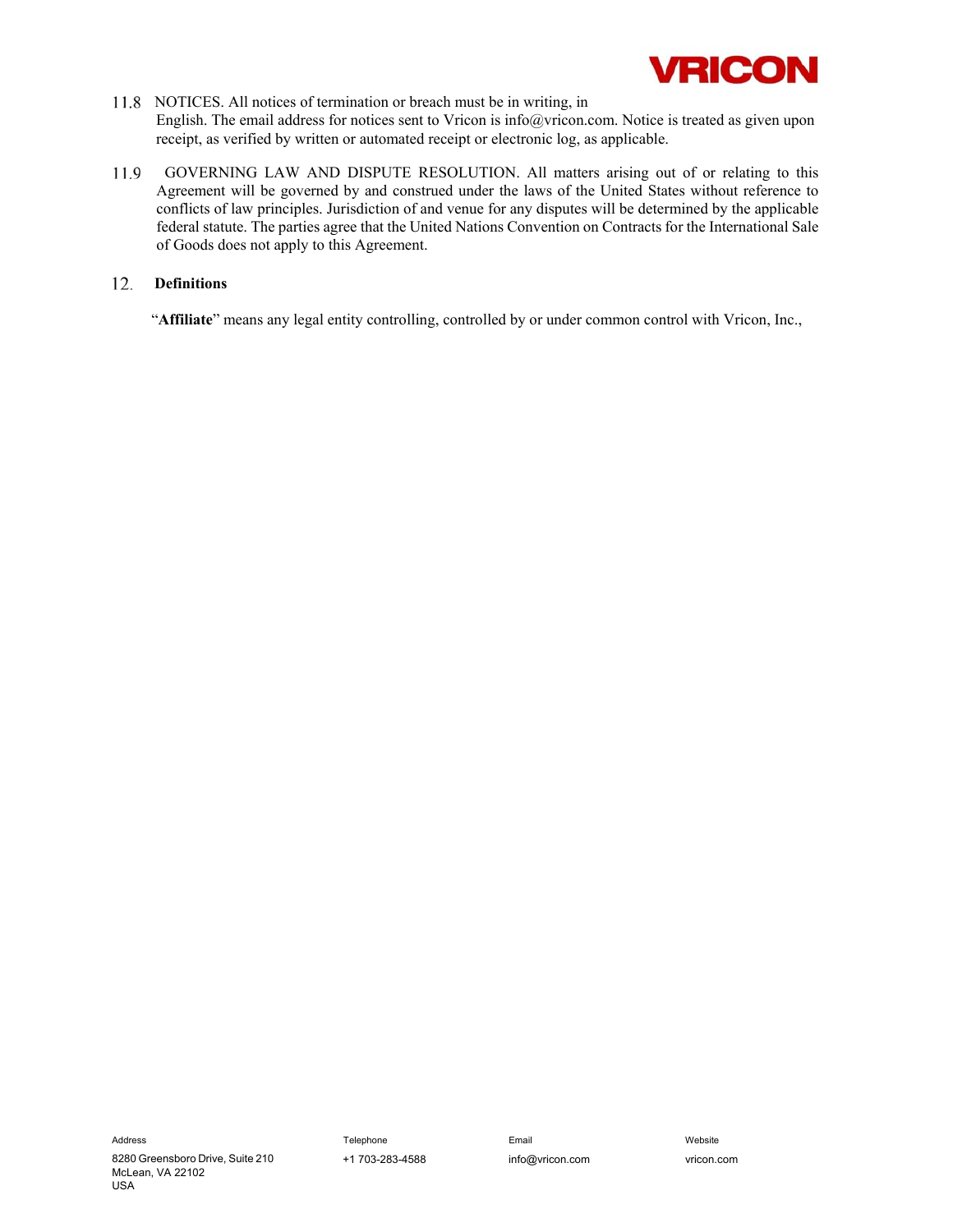11.8 NOTICES. All notices of termination or breach must be in writing, in English. The email address for notices sent to Vricon is info@vricon.com. Notice is treated as given upon receipt, as verified by written or automated receipt or electronic log, as applicable.

11.9 GOVERNING LAW AND DISPUTE RESOLUTION. All matters arising out of or relating to this Agreement will be governed by and construed under the laws of the United States without reference to conflicts of law principles. Jurisdiction of and venue for any disputes will be determined by the applicable federal statute. The parties agree that the United Nations Convention on Contracts for the International Sale of Goods does not apply to this Agreement.

## 12. Definitions

"**Affiliate**" means any legal entity controlling, controlled by or under common control with Vricon, Inc.,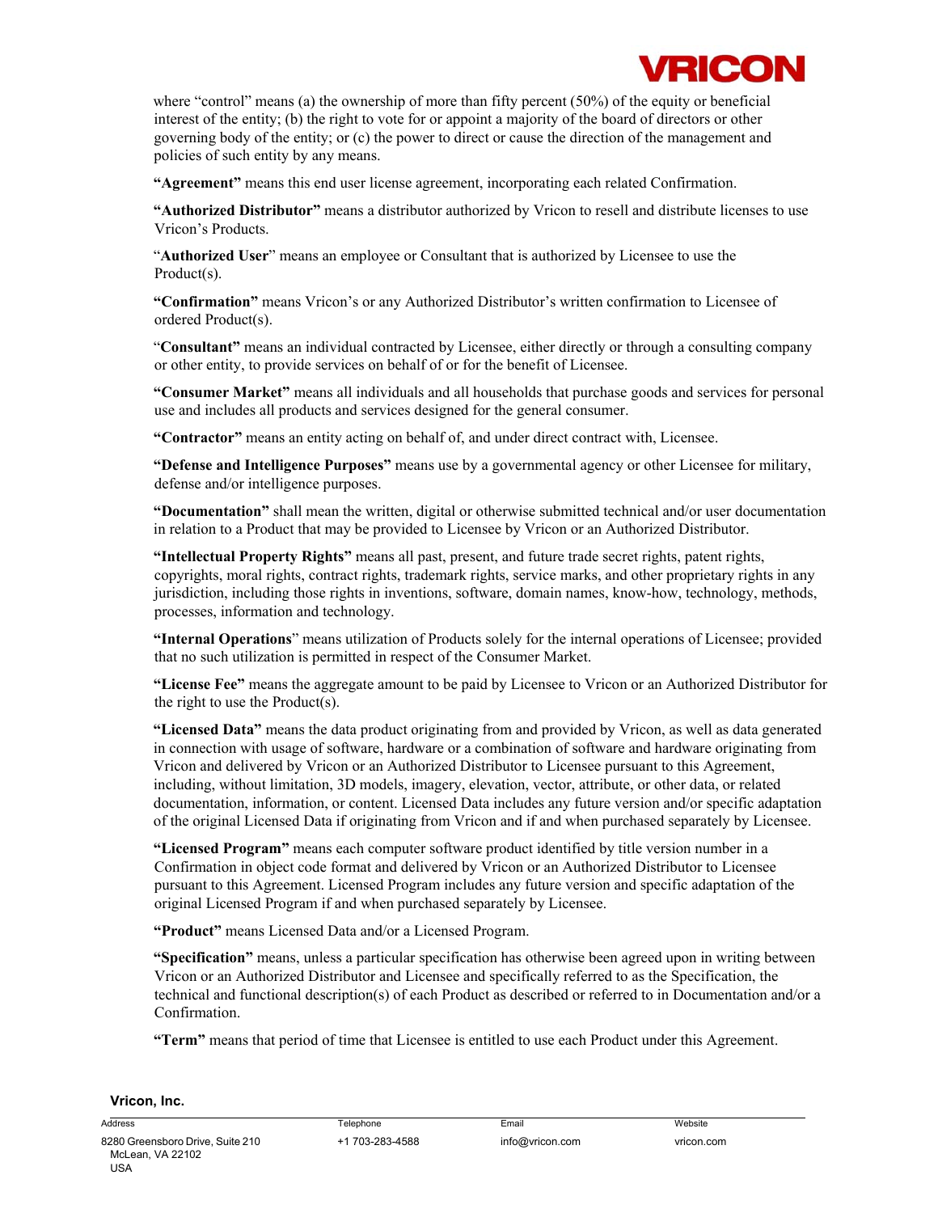where "control" means (a) the ownership of more than fifty percent (50%) of the equity or beneficial interest of the entity; (b) the right to vote for or appoint a majority of the board of directors or other governing body of the entity; or (c) the power to direct or cause the direction of the management and policies of such entity by any means.

**"Agreement"** means this end user license agreement, incorporating each related Confirmation.

**"Authorized Distributor"** means a distributor authorized by Vricon to resell and distribute licenses to use Vricon's Products.

"**Authorized User**" means an employee or Consultant that is authorized by Licensee to use the Product(s).

**"Confirmation"** means Vricon's or any Authorized Distributor's written confirmation to Licensee of ordered Product(s).

"**Consultant"** means an individual contracted by Licensee, either directly or through a consulting company or other entity, to provide services on behalf of or for the benefit of Licensee.

**"Consumer Market"** means all individuals and all households that purchase goods and services for personal use and includes all products and services designed for the general consumer.

**"Contractor"** means an entity acting on behalf of, and under direct contract with, Licensee.

**"Defense and Intelligence Purposes"** means use by a governmental agency or other Licensee for military, defense and/or intelligence purposes.

**"Documentation"** shall mean the written, digital or otherwise submitted technical and/or user documentation in relation to a Product that may be provided to Licensee by Vricon or an Authorized Distributor.

**"Intellectual Property Rights"** means all past, present, and future trade secret rights, patent rights, copyrights, moral rights, contract rights, trademark rights, service marks, and other proprietary rights in any jurisdiction, including those rights in inventions, software, domain names, know-how, technology, methods, processes, information and technology.

**"Internal Operations**" means utilization of Products solely for the internal operations of Licensee; provided that no such utilization is permitted in respect of the Consumer Market.

**"License Fee"** means the aggregate amount to be paid by Licensee to Vricon or an Authorized Distributor for the right to use the Product(s).

**"Licensed Data"** means the data product originating from and provided by Vricon, as well as data generated in connection with usage of software, hardware or a combination of software and hardware originating from Vricon and delivered by Vricon or an Authorized Distributor to Licensee pursuant to this Agreement, including, without limitation, 3D models, imagery, elevation, vector, attribute, or other data, or related documentation, information, or content. Licensed Data includes any future version and/or specific adaptation of the original Licensed Data if originating from Vricon and if and when purchased separately by Licensee.

**"Licensed Program"** means each computer software product identified by title version number in a Confirmation in object code format and delivered by Vricon or an Authorized Distributor to Licensee pursuant to this Agreement. Licensed Program includes any future version and specific adaptation of the original Licensed Program if and when purchased separately by Licensee.

**"Product"** means Licensed Data and/or a Licensed Program.

**"Specification"** means, unless a particular specification has otherwise been agreed upon in writing between Vricon or an Authorized Distributor and Licensee and specifically referred to as the Specification, the technical and functional description(s) of each Product as described or referred to in Documentation and/or a Confirmation.

**"Term"** means that period of time that Licensee is entitled to use each Product under this Agreement.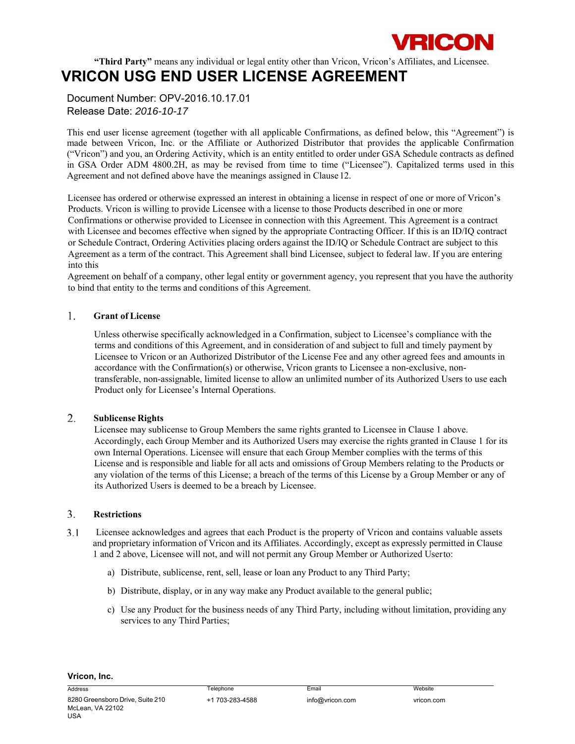**"Third Party"** means any individual or legal entity other than Vricon, Vricon's Affiliates, and Licensee.

# VRICON USG END USER LICENSE AGREEMENT

Document Number: OPV-2016.10.17.01
Release Date: *2016-10-17*

This end user license agreement (together with all applicable Confirmations, as defined below, this "Agreement") is made between Vricon, Inc. or the Affiliate or Authorized Distributor that provides the applicable Confirmation ("Vricon") and you, an Ordering Activity, which is an entity entitled to order under GSA Schedule contracts as defined in GSA Order ADM 4800.2H, as may be revised from time to time ("Licensee"). Capitalized terms used in this Agreement and not defined above have the meanings assigned in Clause 12.

Licensee has ordered or otherwise expressed an interest in obtaining a license in respect of one or more of Vricon's Products. Vricon is willing to provide Licensee with a license to those Products described in one or more Confirmations or otherwise provided to Licensee in connection with this Agreement. This Agreement is a contract with Licensee and becomes effective when signed by the appropriate Contracting Officer. If this is an ID/IQ contract or Schedule Contract, Ordering Activities placing orders against the ID/IQ or Schedule Contract are subject to this Agreement as a term of the contract. This Agreement shall bind Licensee, subject to federal law. If you are entering into this
Agreement on behalf of a company, other legal entity or government agency, you represent that you have the authority to bind that entity to the terms and conditions of this Agreement.

## 1. Grant of License

Unless otherwise specifically acknowledged in a Confirmation, subject to Licensee's compliance with the terms and conditions of this Agreement, and in consideration of and subject to full and timely payment by Licensee to Vricon or an Authorized Distributor of the License Fee and any other agreed fees and amounts in accordance with the Confirmation(s) or otherwise, Vricon grants to Licensee a non-exclusive, non-transferable, non-assignable, limited license to allow an unlimited number of its Authorized Users to use each Product only for Licensee's Internal Operations.

## 2. Sublicense Rights

Licensee may sublicense to Group Members the same rights granted to Licensee in Clause 1 above. Accordingly, each Group Member and its Authorized Users may exercise the rights granted in Clause 1 for its own Internal Operations. Licensee will ensure that each Group Member complies with the terms of this License and is responsible and liable for all acts and omissions of Group Members relating to the Products or any violation of the terms of this License; a breach of the terms of this License by a Group Member or any of its Authorized Users is deemed to be a breach by Licensee.

## 3. Restrictions

3.1 Licensee acknowledges and agrees that each Product is the property of Vricon and contains valuable assets and proprietary information of Vricon and its Affiliates. Accordingly, except as expressly permitted in Clause 1 and 2 above, Licensee will not, and will not permit any Group Member or Authorized User to:

a) Distribute, sublicense, rent, sell, lease or loan any Product to any Third Party;

b) Distribute, display, or in any way make any Product available to the general public;

c) Use any Product for the business needs of any Third Party, including without limitation, providing any services to any Third Parties;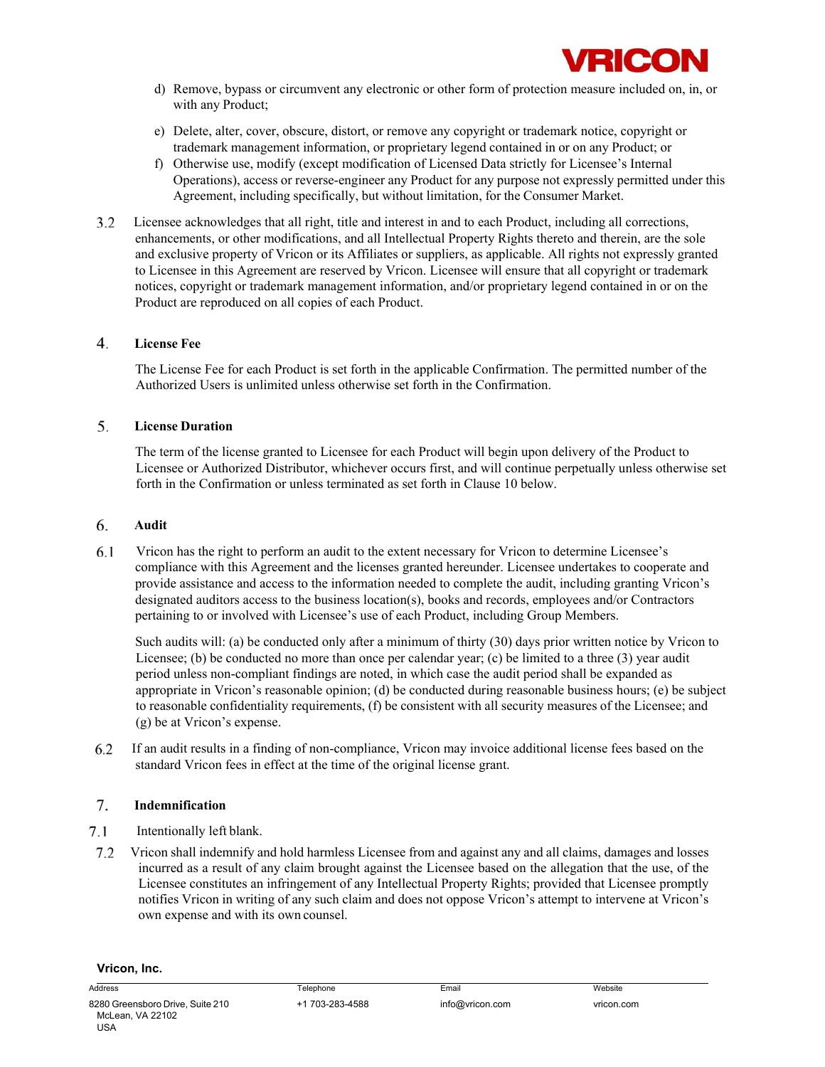d) Remove, bypass or circumvent any electronic or other form of protection measure included on, in, or with any Product;

e) Delete, alter, cover, obscure, distort, or remove any copyright or trademark notice, copyright or trademark management information, or proprietary legend contained in or on any Product; or

f) Otherwise use, modify (except modification of Licensed Data strictly for Licensee's Internal Operations), access or reverse-engineer any Product for any purpose not expressly permitted under this Agreement, including specifically, but without limitation, for the Consumer Market.

3.2 Licensee acknowledges that all right, title and interest in and to each Product, including all corrections, enhancements, or other modifications, and all Intellectual Property Rights thereto and therein, are the sole and exclusive property of Vricon or its Affiliates or suppliers, as applicable. All rights not expressly granted to Licensee in this Agreement are reserved by Vricon. Licensee will ensure that all copyright or trademark notices, copyright or trademark management information, and/or proprietary legend contained in or on the Product are reproduced on all copies of each Product.

## 4. License Fee

The License Fee for each Product is set forth in the applicable Confirmation. The permitted number of the Authorized Users is unlimited unless otherwise set forth in the Confirmation.

## 5. License Duration

The term of the license granted to Licensee for each Product will begin upon delivery of the Product to Licensee or Authorized Distributor, whichever occurs first, and will continue perpetually unless otherwise set forth in the Confirmation or unless terminated as set forth in Clause 10 below.

## 6. Audit

6.1 Vricon has the right to perform an audit to the extent necessary for Vricon to determine Licensee's compliance with this Agreement and the licenses granted hereunder. Licensee undertakes to cooperate and provide assistance and access to the information needed to complete the audit, including granting Vricon's designated auditors access to the business location(s), books and records, employees and/or Contractors pertaining to or involved with Licensee's use of each Product, including Group Members.

Such audits will: (a) be conducted only after a minimum of thirty (30) days prior written notice by Vricon to Licensee; (b) be conducted no more than once per calendar year; (c) be limited to a three (3) year audit period unless non-compliant findings are noted, in which case the audit period shall be expanded as appropriate in Vricon's reasonable opinion; (d) be conducted during reasonable business hours; (e) be subject to reasonable confidentiality requirements, (f) be consistent with all security measures of the Licensee; and (g) be at Vricon's expense.

6.2 If an audit results in a finding of non-compliance, Vricon may invoice additional license fees based on the standard Vricon fees in effect at the time of the original license grant.

## 7. Indemnification

7.1 Intentionally left blank.

7.2 Vricon shall indemnify and hold harmless Licensee from and against any and all claims, damages and losses incurred as a result of any claim brought against the Licensee based on the allegation that the use, of the Licensee constitutes an infringement of any Intellectual Property Rights; provided that Licensee promptly notifies Vricon in writing of any such claim and does not oppose Vricon's attempt to intervene at Vricon's own expense and with its own counsel.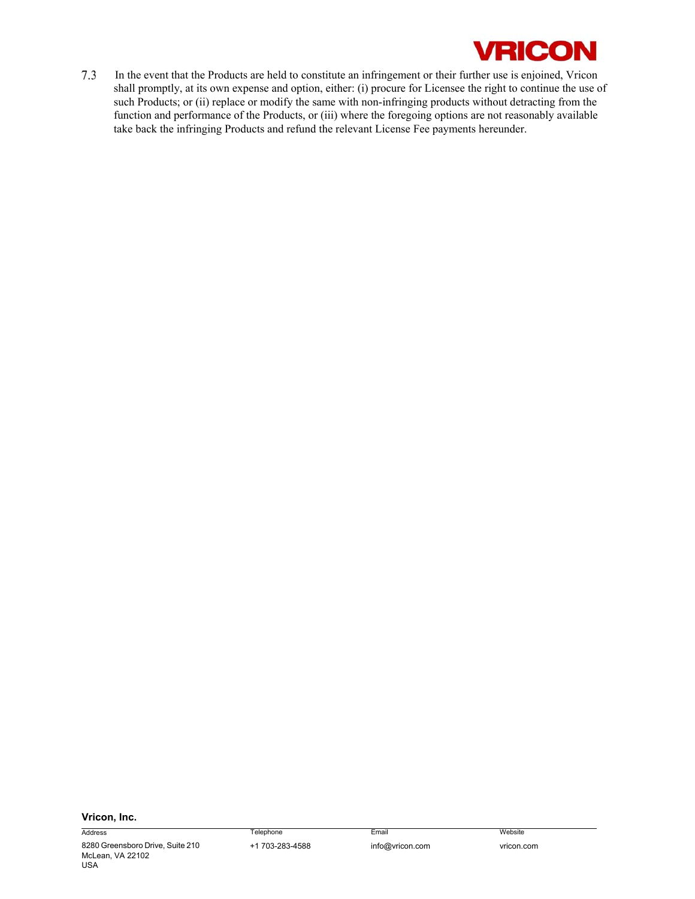7.3 In the event that the Products are held to constitute an infringement or their further use is enjoined, Vricon shall promptly, at its own expense and option, either: (i) procure for Licensee the right to continue the use of such Products; or (ii) replace or modify the same with non-infringing products without detracting from the function and performance of the Products, or (iii) where the foregoing options are not reasonably available take back the infringing Products and refund the relevant License Fee payments hereunder.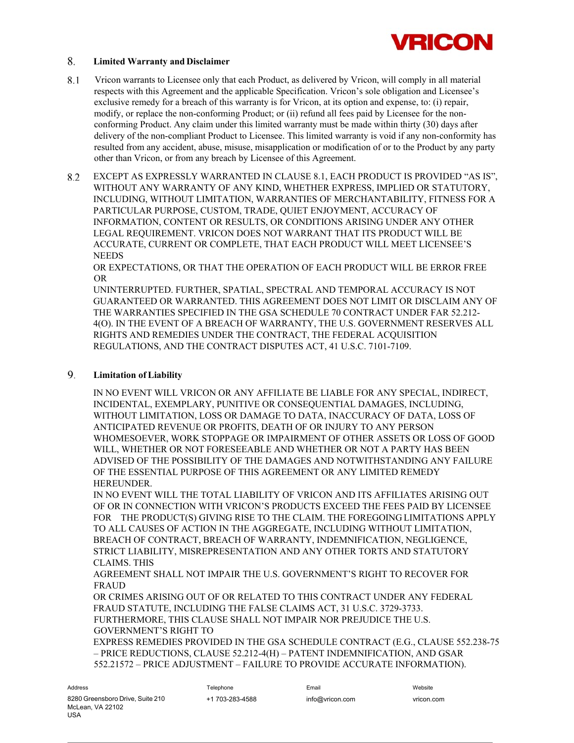## 8. Limited Warranty and Disclaimer

8.1 Vricon warrants to Licensee only that each Product, as delivered by Vricon, will comply in all material respects with this Agreement and the applicable Specification. Vricon's sole obligation and Licensee's exclusive remedy for a breach of this warranty is for Vricon, at its option and expense, to: (i) repair, modify, or replace the non-conforming Product; or (ii) refund all fees paid by Licensee for the non-conforming Product. Any claim under this limited warranty must be made within thirty (30) days after delivery of the non-compliant Product to Licensee. This limited warranty is void if any non-conformity has resulted from any accident, abuse, misuse, misapplication or modification of or to the Product by any party other than Vricon, or from any breach by Licensee of this Agreement.

8.2 EXCEPT AS EXPRESSLY WARRANTED IN CLAUSE 8.1, EACH PRODUCT IS PROVIDED "AS IS", WITHOUT ANY WARRANTY OF ANY KIND, WHETHER EXPRESS, IMPLIED OR STATUTORY, INCLUDING, WITHOUT LIMITATION, WARRANTIES OF MERCHANTABILITY, FITNESS FOR A PARTICULAR PURPOSE, CUSTOM, TRADE, QUIET ENJOYMENT, ACCURACY OF INFORMATION, CONTENT OR RESULTS, OR CONDITIONS ARISING UNDER ANY OTHER LEGAL REQUIREMENT. VRICON DOES NOT WARRANT THAT ITS PRODUCT WILL BE ACCURATE, CURRENT OR COMPLETE, THAT EACH PRODUCT WILL MEET LICENSEE'S NEEDS OR EXPECTATIONS, OR THAT THE OPERATION OF EACH PRODUCT WILL BE ERROR FREE OR UNINTERRUPTED. FURTHER, SPATIAL, SPECTRAL AND TEMPORAL ACCURACY IS NOT GUARANTEED OR WARRANTED. THIS AGREEMENT DOES NOT LIMIT OR DISCLAIM ANY OF THE WARRANTIES SPECIFIED IN THE GSA SCHEDULE 70 CONTRACT UNDER FAR 52.212-4(O). IN THE EVENT OF A BREACH OF WARRANTY, THE U.S. GOVERNMENT RESERVES ALL RIGHTS AND REMEDIES UNDER THE CONTRACT, THE FEDERAL ACQUISITION REGULATIONS, AND THE CONTRACT DISPUTES ACT, 41 U.S.C. 7101-7109.

## 9. Limitation of Liability

IN NO EVENT WILL VRICON OR ANY AFFILIATE BE LIABLE FOR ANY SPECIAL, INDIRECT, INCIDENTAL, EXEMPLARY, PUNITIVE OR CONSEQUENTIAL DAMAGES, INCLUDING, WITHOUT LIMITATION, LOSS OR DAMAGE TO DATA, INACCURACY OF DATA, LOSS OF ANTICIPATED REVENUE OR PROFITS, DEATH OF OR INJURY TO ANY PERSON WHOMESOEVER, WORK STOPPAGE OR IMPAIRMENT OF OTHER ASSETS OR LOSS OF GOOD WILL, WHETHER OR NOT FORESEEABLE AND WHETHER OR NOT A PARTY HAS BEEN ADVISED OF THE POSSIBILITY OF THE DAMAGES AND NOTWITHSTANDING ANY FAILURE OF THE ESSENTIAL PURPOSE OF THIS AGREEMENT OR ANY LIMITED REMEDY HEREUNDER.

IN NO EVENT WILL THE TOTAL LIABILITY OF VRICON AND ITS AFFILIATES ARISING OUT OF OR IN CONNECTION WITH VRICON'S PRODUCTS EXCEED THE FEES PAID BY LICENSEE FOR THE PRODUCT(S) GIVING RISE TO THE CLAIM. THE FOREGOING LIMITATIONS APPLY TO ALL CAUSES OF ACTION IN THE AGGREGATE, INCLUDING WITHOUT LIMITATION, BREACH OF CONTRACT, BREACH OF WARRANTY, INDEMNIFICATION, NEGLIGENCE, STRICT LIABILITY, MISREPRESENTATION AND ANY OTHER TORTS AND STATUTORY CLAIMS. THIS AGREEMENT SHALL NOT IMPAIR THE U.S. GOVERNMENT'S RIGHT TO RECOVER FOR FRAUD OR CRIMES ARISING OUT OF OR RELATED TO THIS CONTRACT UNDER ANY FEDERAL FRAUD STATUTE, INCLUDING THE FALSE CLAIMS ACT, 31 U.S.C. 3729-3733. FURTHERMORE, THIS CLAUSE SHALL NOT IMPAIR NOR PREJUDICE THE U.S. GOVERNMENT'S RIGHT TO EXPRESS REMEDIES PROVIDED IN THE GSA SCHEDULE CONTRACT (E.G., CLAUSE 552.238-75 – PRICE REDUCTIONS, CLAUSE 52.212-4(H) – PATENT INDEMNIFICATION, AND GSAR 552.21572 – PRICE ADJUSTMENT – FAILURE TO PROVIDE ACCURATE INFORMATION).

| Address | Telephone | Email | Website |
|---|---|---|---|
| 8280 Greensboro Drive, Suite 210 McLean, VA 22102 USA | +1 703-283-4588 | info@vricon.com | vricon.com |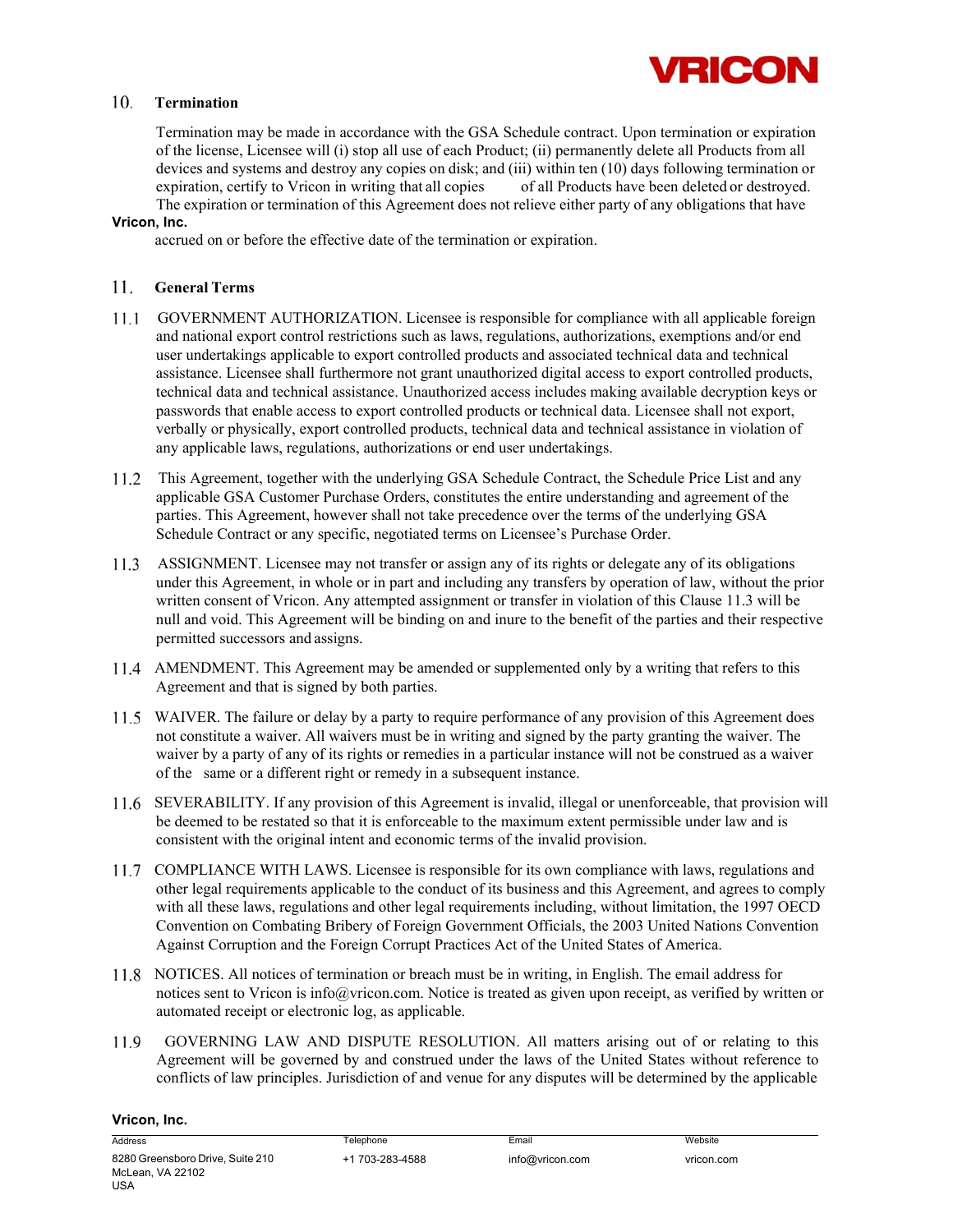## 10. Termination

Termination may be made in accordance with the GSA Schedule contract. Upon termination or expiration of the license, Licensee will (i) stop all use of each Product; (ii) permanently delete all Products from all devices and systems and destroy any copies on disk; and (iii) within ten (10) days following termination or expiration, certify to Vricon in writing that all copies of all Products have been deleted or destroyed. The expiration or termination of this Agreement does not relieve either party of any obligations that have accrued on or before the effective date of the termination or expiration.

## 11. General Terms

11.1 GOVERNMENT AUTHORIZATION. Licensee is responsible for compliance with all applicable foreign and national export control restrictions such as laws, regulations, authorizations, exemptions and/or end user undertakings applicable to export controlled products and associated technical data and technical assistance. Licensee shall furthermore not grant unauthorized digital access to export controlled products, technical data and technical assistance. Unauthorized access includes making available decryption keys or passwords that enable access to export controlled products or technical data. Licensee shall not export, verbally or physically, export controlled products, technical data and technical assistance in violation of any applicable laws, regulations, authorizations or end user undertakings.

11.2 This Agreement, together with the underlying GSA Schedule Contract, the Schedule Price List and any applicable GSA Customer Purchase Orders, constitutes the entire understanding and agreement of the parties. This Agreement, however shall not take precedence over the terms of the underlying GSA Schedule Contract or any specific, negotiated terms on Licensee's Purchase Order.

11.3 ASSIGNMENT. Licensee may not transfer or assign any of its rights or delegate any of its obligations under this Agreement, in whole or in part and including any transfers by operation of law, without the prior written consent of Vricon. Any attempted assignment or transfer in violation of this Clause 11.3 will be null and void. This Agreement will be binding on and inure to the benefit of the parties and their respective permitted successors and assigns.

11.4 AMENDMENT. This Agreement may be amended or supplemented only by a writing that refers to this Agreement and that is signed by both parties.

11.5 WAIVER. The failure or delay by a party to require performance of any provision of this Agreement does not constitute a waiver. All waivers must be in writing and signed by the party granting the waiver. The waiver by a party of any of its rights or remedies in a particular instance will not be construed as a waiver of the same or a different right or remedy in a subsequent instance.

11.6 SEVERABILITY. If any provision of this Agreement is invalid, illegal or unenforceable, that provision will be deemed to be restated so that it is enforceable to the maximum extent permissible under law and is consistent with the original intent and economic terms of the invalid provision.

11.7 COMPLIANCE WITH LAWS. Licensee is responsible for its own compliance with laws, regulations and other legal requirements applicable to the conduct of its business and this Agreement, and agrees to comply with all these laws, regulations and other legal requirements including, without limitation, the 1997 OECD Convention on Combating Bribery of Foreign Government Officials, the 2003 United Nations Convention Against Corruption and the Foreign Corrupt Practices Act of the United States of America.

11.8 NOTICES. All notices of termination or breach must be in writing, in English. The email address for notices sent to Vricon is info@vricon.com. Notice is treated as given upon receipt, as verified by written or automated receipt or electronic log, as applicable.

11.9 GOVERNING LAW AND DISPUTE RESOLUTION. All matters arising out of or relating to this Agreement will be governed by and construed under the laws of the United States without reference to conflicts of law principles. Jurisdiction of and venue for any disputes will be determined by the applicable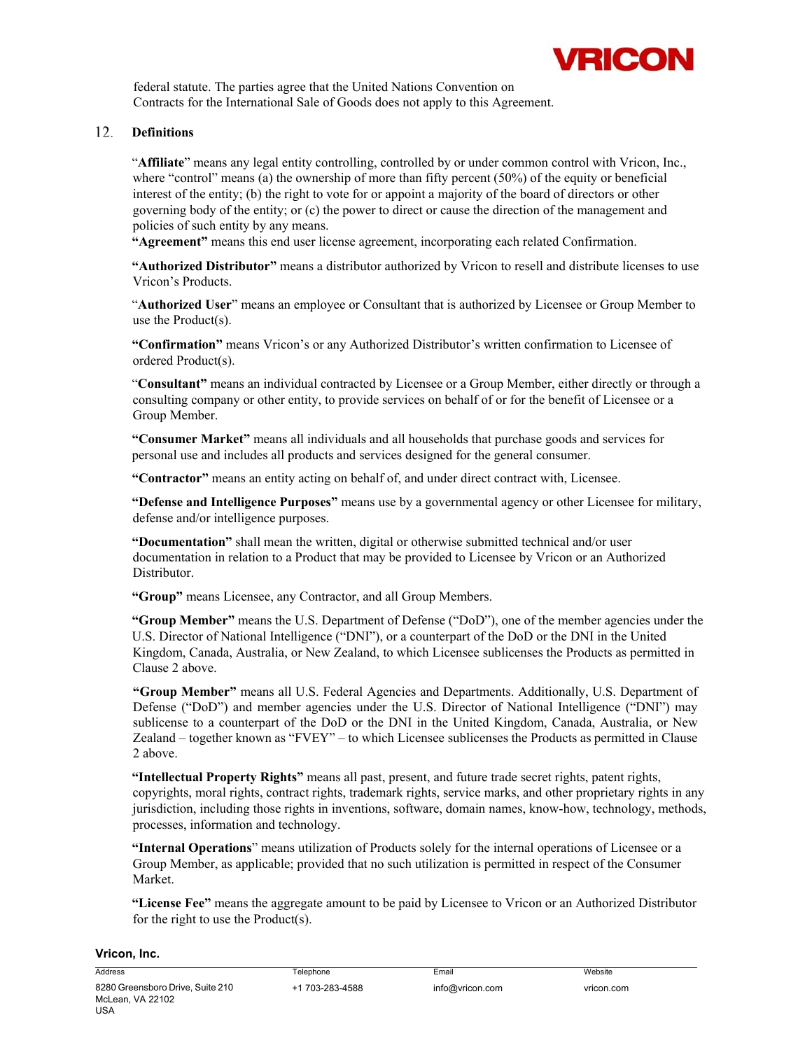federal statute. The parties agree that the United Nations Convention on Contracts for the International Sale of Goods does not apply to this Agreement.

## 12. Definitions

"**Affiliate**" means any legal entity controlling, controlled by or under common control with Vricon, Inc., where "control" means (a) the ownership of more than fifty percent (50%) of the equity or beneficial interest of the entity; (b) the right to vote for or appoint a majority of the board of directors or other governing body of the entity; or (c) the power to direct or cause the direction of the management and policies of such entity by any means.

**"Agreement"** means this end user license agreement, incorporating each related Confirmation.

**"Authorized Distributor"** means a distributor authorized by Vricon to resell and distribute licenses to use Vricon's Products.

"**Authorized User**" means an employee or Consultant that is authorized by Licensee or Group Member to use the Product(s).

**"Confirmation"** means Vricon's or any Authorized Distributor's written confirmation to Licensee of ordered Product(s).

"**Consultant**" means an individual contracted by Licensee or a Group Member, either directly or through a consulting company or other entity, to provide services on behalf of or for the benefit of Licensee or a Group Member.

**"Consumer Market"** means all individuals and all households that purchase goods and services for personal use and includes all products and services designed for the general consumer.

**"Contractor"** means an entity acting on behalf of, and under direct contract with, Licensee.

**"Defense and Intelligence Purposes"** means use by a governmental agency or other Licensee for military, defense and/or intelligence purposes.

**"Documentation"** shall mean the written, digital or otherwise submitted technical and/or user documentation in relation to a Product that may be provided to Licensee by Vricon or an Authorized Distributor.

**"Group"** means Licensee, any Contractor, and all Group Members.

**"Group Member"** means the U.S. Department of Defense ("DoD"), one of the member agencies under the U.S. Director of National Intelligence ("DNI"), or a counterpart of the DoD or the DNI in the United Kingdom, Canada, Australia, or New Zealand, to which Licensee sublicenses the Products as permitted in Clause 2 above.

**"Group Member"** means all U.S. Federal Agencies and Departments. Additionally, U.S. Department of Defense ("DoD") and member agencies under the U.S. Director of National Intelligence ("DNI") may sublicense to a counterpart of the DoD or the DNI in the United Kingdom, Canada, Australia, or New Zealand – together known as "FVEY" – to which Licensee sublicenses the Products as permitted in Clause 2 above.

**"Intellectual Property Rights"** means all past, present, and future trade secret rights, patent rights, copyrights, moral rights, contract rights, trademark rights, service marks, and other proprietary rights in any jurisdiction, including those rights in inventions, software, domain names, know-how, technology, methods, processes, information and technology.

**"Internal Operations**" means utilization of Products solely for the internal operations of Licensee or a Group Member, as applicable; provided that no such utilization is permitted in respect of the Consumer Market.

**"License Fee"** means the aggregate amount to be paid by Licensee to Vricon or an Authorized Distributor for the right to use the Product(s).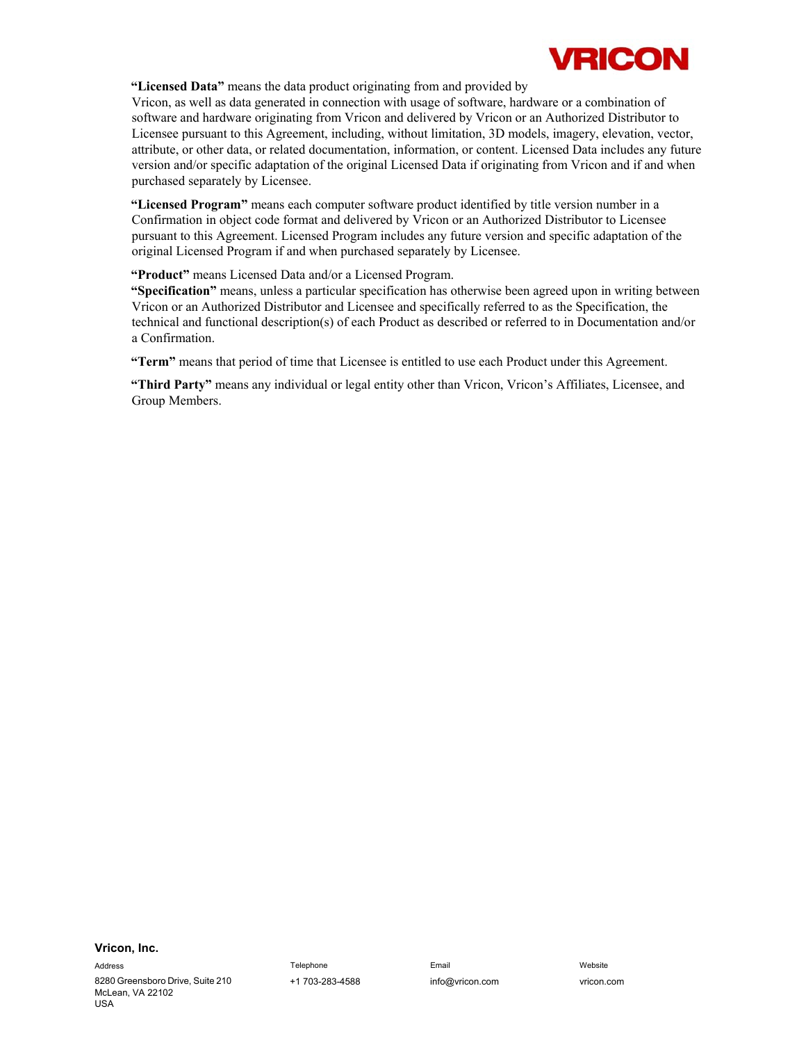**"Licensed Data"** means the data product originating from and provided by Vricon, as well as data generated in connection with usage of software, hardware or a combination of software and hardware originating from Vricon and delivered by Vricon or an Authorized Distributor to Licensee pursuant to this Agreement, including, without limitation, 3D models, imagery, elevation, vector, attribute, or other data, or related documentation, information, or content. Licensed Data includes any future version and/or specific adaptation of the original Licensed Data if originating from Vricon and if and when purchased separately by Licensee.

**"Licensed Program"** means each computer software product identified by title version number in a Confirmation in object code format and delivered by Vricon or an Authorized Distributor to Licensee pursuant to this Agreement. Licensed Program includes any future version and specific adaptation of the original Licensed Program if and when purchased separately by Licensee.

**"Product"** means Licensed Data and/or a Licensed Program.

**"Specification"** means, unless a particular specification has otherwise been agreed upon in writing between Vricon or an Authorized Distributor and Licensee and specifically referred to as the Specification, the technical and functional description(s) of each Product as described or referred to in Documentation and/or a Confirmation.

**"Term"** means that period of time that Licensee is entitled to use each Product under this Agreement.

**"Third Party"** means any individual or legal entity other than Vricon, Vricon's Affiliates, Licensee, and Group Members.